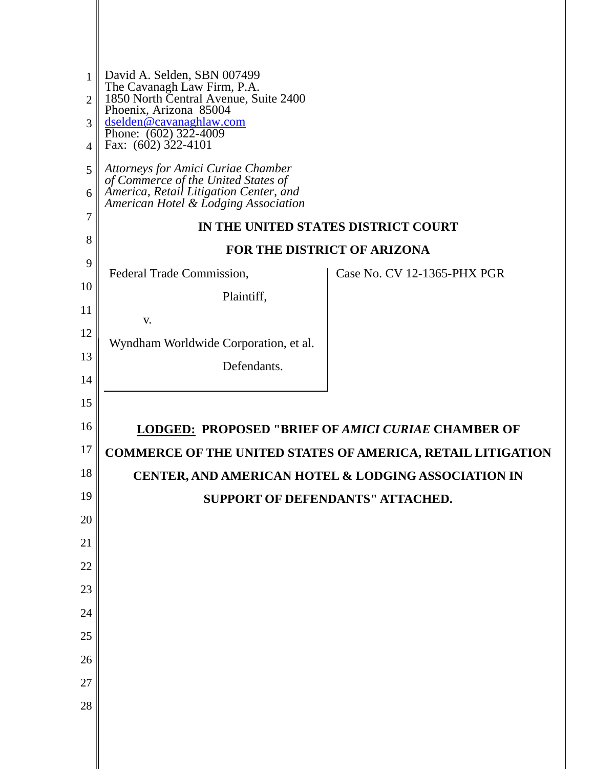David A. Selden, SBN 007499
The Cavanagh Law Firm, P.A.
1850 North Central Avenue, Suite 2400
Phoenix, Arizona 85004
dselden@cavanaghlaw.com
Phone: (602) 322-4009
Fax: (602) 322-4101

*Attorneys for Amici Curiae Chamber of Commerce of the United States of America, Retail Litigation Center, and American Hotel & Lodging Association*

**IN THE UNITED STATES DISTRICT COURT**

**FOR THE DISTRICT OF ARIZONA**

Federal Trade Commission,

Plaintiff,

v.

Wyndham Worldwide Corporation, et al.

Defendants.

Case No. CV 12-1365-PHX PGR

**LODGED: PROPOSED "BRIEF OF *AMICI CURIAE* CHAMBER OF COMMERCE OF THE UNITED STATES OF AMERICA, RETAIL LITIGATION CENTER, AND AMERICAN HOTEL & LODGING ASSOCIATION IN SUPPORT OF DEFENDANTS" ATTACHED.**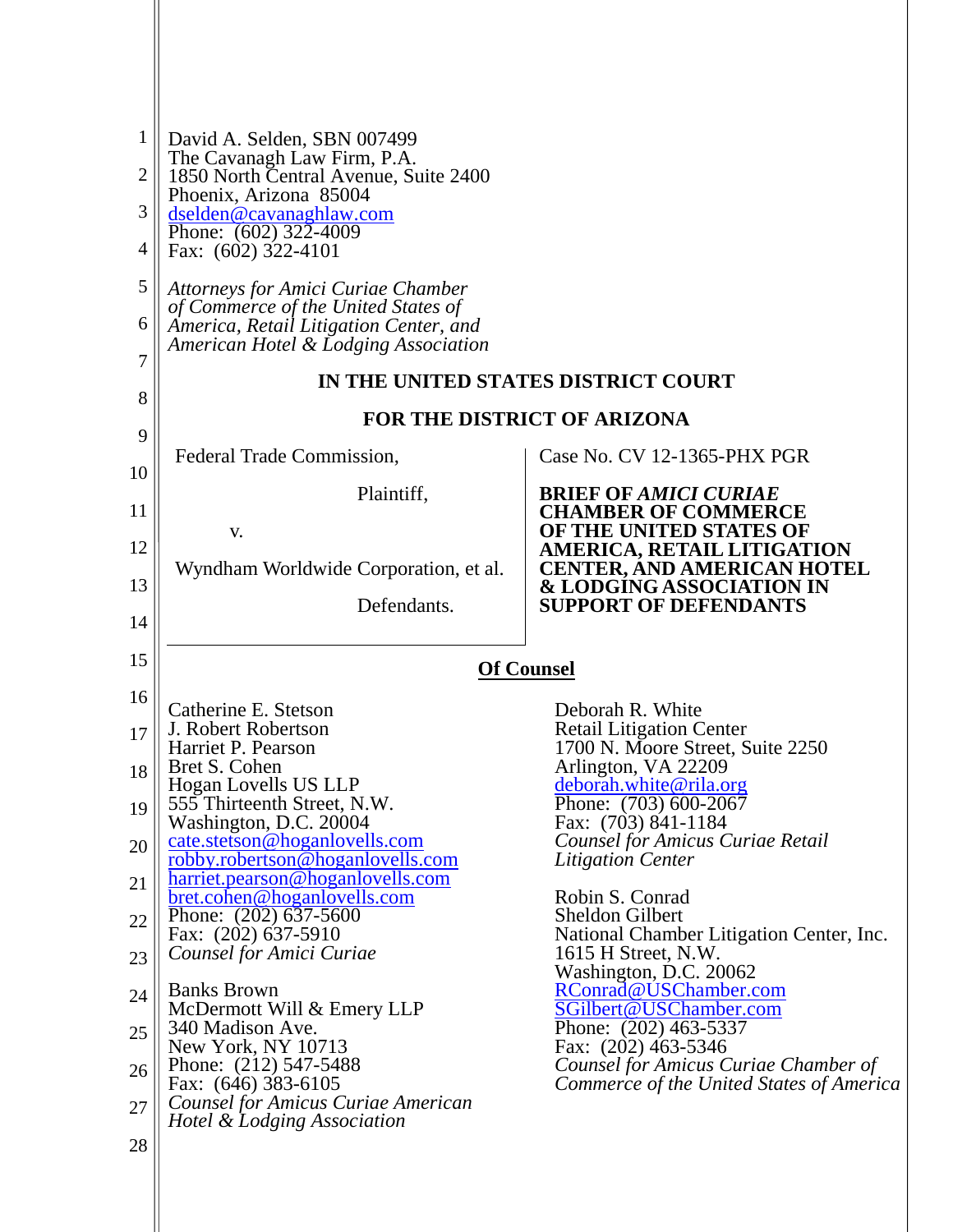David A. Selden, SBN 007499
The Cavanagh Law Firm, P.A.
1850 North Central Avenue, Suite 2400
Phoenix, Arizona 85004
dselden@cavanaghlaw.com
Phone: (602) 322-4009
Fax: (602) 322-4101

*Attorneys for Amici Curiae Chamber of Commerce of the United States of America, Retail Litigation Center, and American Hotel & Lodging Association*

**IN THE UNITED STATES DISTRICT COURT**

**FOR THE DISTRICT OF ARIZONA**

| | |
|---|---|
| Federal Trade Commission,<br><br>Plaintiff,<br><br>v.<br><br>Wyndham Worldwide Corporation, et al.<br><br>Defendants. | Case No. CV 12-1365-PHX PGR<br><br>**BRIEF OF *AMICI CURIAE* CHAMBER OF COMMERCE OF THE UNITED STATES OF AMERICA, RETAIL LITIGATION CENTER, AND AMERICAN HOTEL & LODGING ASSOCIATION IN SUPPORT OF DEFENDANTS** |

**Of Counsel**

Catherine E. Stetson
J. Robert Robertson
Harriet P. Pearson
Bret S. Cohen
Hogan Lovells US LLP
555 Thirteenth Street, N.W.
Washington, D.C. 20004
cate.stetson@hoganlovells.com
robby.robertson@hoganlovells.com
harriet.pearson@hoganlovells.com
bret.cohen@hoganlovells.com
Phone: (202) 637-5600
Fax: (202) 637-5910
*Counsel for Amici Curiae*

Banks Brown
McDermott Will & Emery LLP
340 Madison Ave.
New York, NY 10713
Phone: (212) 547-5488
Fax: (646) 383-6105
*Counsel for Amicus Curiae American Hotel & Lodging Association*

Deborah R. White
Retail Litigation Center
1700 N. Moore Street, Suite 2250
Arlington, VA 22209
deborah.white@rila.org
Phone: (703) 600-2067
Fax: (703) 841-1184
*Counsel for Amicus Curiae Retail Litigation Center*

Robin S. Conrad
Sheldon Gilbert
National Chamber Litigation Center, Inc.
1615 H Street, N.W.
Washington, D.C. 20062
RConrad@USChamber.com
SGilbert@USChamber.com
Phone: (202) 463-5337
Fax: (202) 463-5346
*Counsel for Amicus Curiae Chamber of Commerce of the United States of America*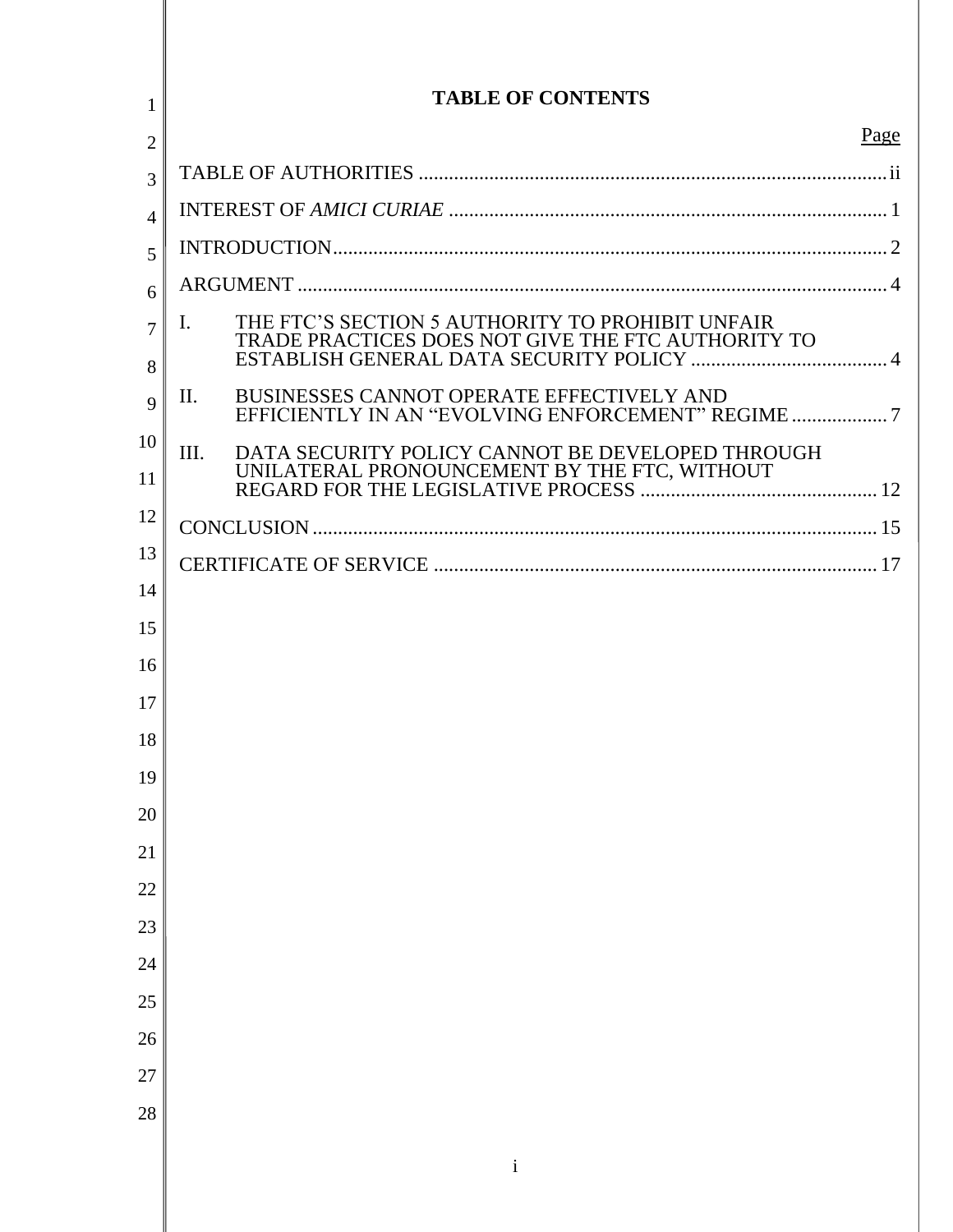# TABLE OF CONTENTS

| | Page |
|---|---|
| TABLE OF AUTHORITIES | ii |
| INTEREST OF *AMICI CURIAE* | 1 |
| INTRODUCTION | 2 |
| ARGUMENT | 4 |
| I. THE FTC'S SECTION 5 AUTHORITY TO PROHIBIT UNFAIR TRADE PRACTICES DOES NOT GIVE THE FTC AUTHORITY TO ESTABLISH GENERAL DATA SECURITY POLICY | 4 |
| II. BUSINESSES CANNOT OPERATE EFFECTIVELY AND EFFICIENTLY IN AN "EVOLVING ENFORCEMENT" REGIME | 7 |
| III. DATA SECURITY POLICY CANNOT BE DEVELOPED THROUGH UNILATERAL PRONOUNCEMENT BY THE FTC, WITHOUT REGARD FOR THE LEGISLATIVE PROCESS | 12 |
| CONCLUSION | 15 |
| CERTIFICATE OF SERVICE | 17 |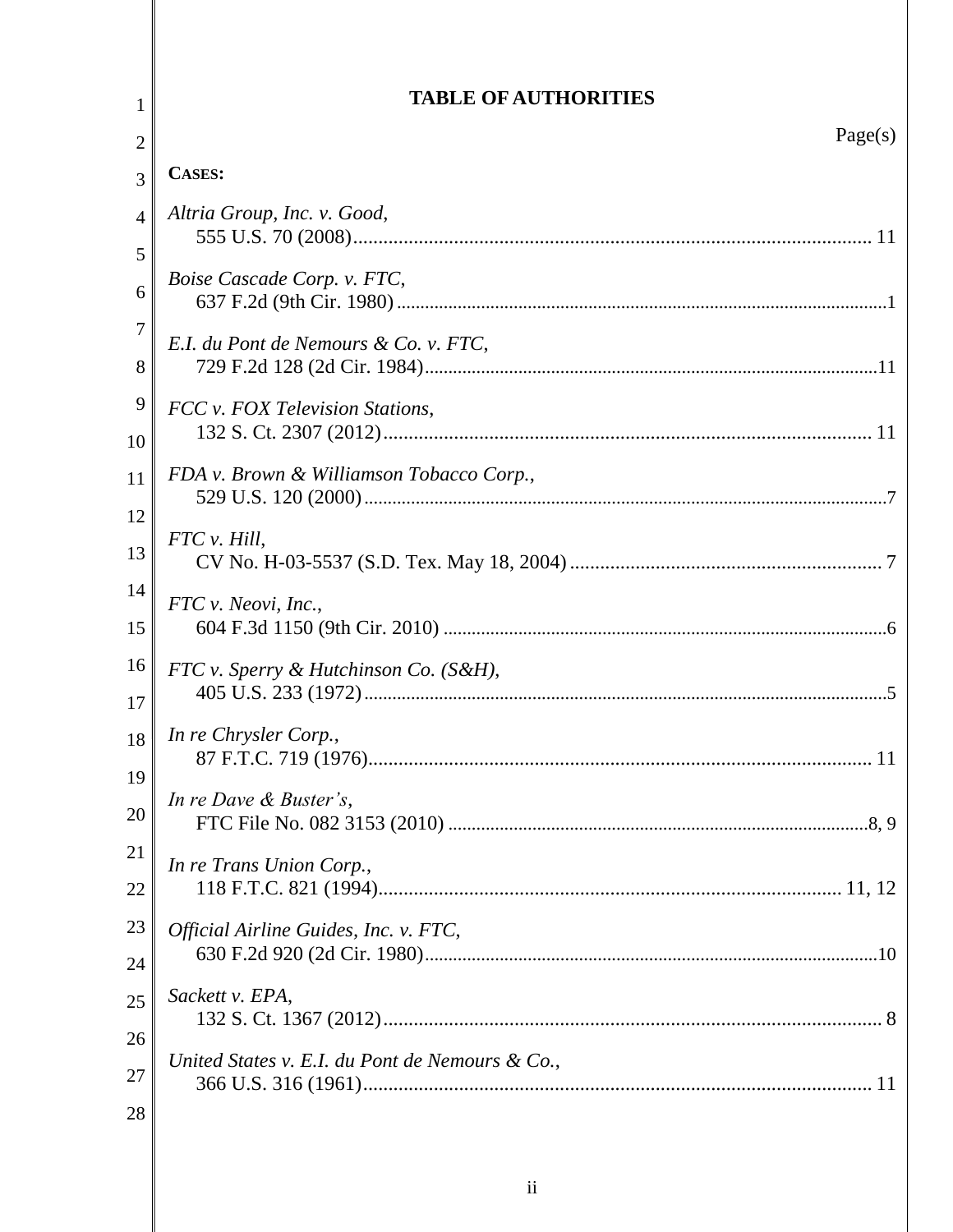## TABLE OF AUTHORITIES

Page(s)

**CASES:**

*Altria Group, Inc. v. Good*,
555 U.S. 70 (2008) ........................................................................................................ 11

*Boise Cascade Corp. v. FTC*,
637 F.2d (9th Cir. 1980) ........................................................................................................ 1

*E.I. du Pont de Nemours & Co. v. FTC*,
729 F.2d 128 (2d Cir. 1984) ........................................................................................................ 11

*FCC v. FOX Television Stations*,
132 S. Ct. 2307 (2012) ........................................................................................................ 11

*FDA v. Brown & Williamson Tobacco Corp.*,
529 U.S. 120 (2000) ........................................................................................................ 7

*FTC v. Hill*,
CV No. H-03-5537 (S.D. Tex. May 18, 2004) ........................................................................................................ 7

*FTC v. Neovi, Inc.*,
604 F.3d 1150 (9th Cir. 2010) ........................................................................................................ 6

*FTC v. Sperry & Hutchinson Co. (S&H)*,
405 U.S. 233 (1972) ........................................................................................................ 5

*In re Chrysler Corp.*,
87 F.T.C. 719 (1976) ........................................................................................................ 11

*In re Dave & Buster's*,
FTC File No. 082 3153 (2010) ........................................................................................................ 8, 9

*In re Trans Union Corp.*,
118 F.T.C. 821 (1994) ........................................................................................................ 11, 12

*Official Airline Guides, Inc. v. FTC*,
630 F.2d 920 (2d Cir. 1980) ........................................................................................................ 10

*Sackett v. EPA*,
132 S. Ct. 1367 (2012) ........................................................................................................ 8

*United States v. E.I. du Pont de Nemours & Co.*,
366 U.S. 316 (1961) ........................................................................................................ 11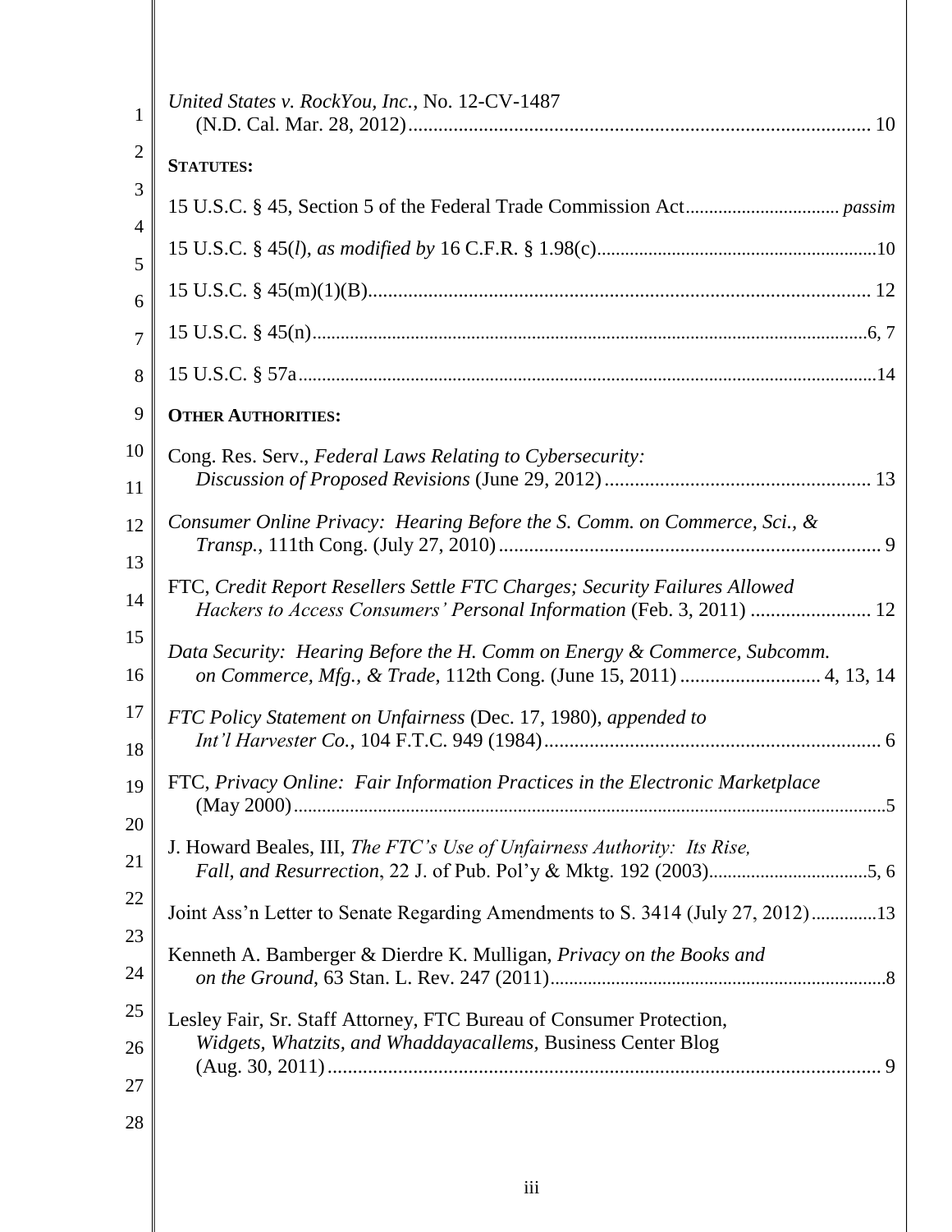*United States v. RockYou, Inc.*, No. 12-CV-1487 (N.D. Cal. Mar. 28, 2012) ........ 10

**STATUTES:**

15 U.S.C. § 45, Section 5 of the Federal Trade Commission Act ........ *passim*

15 U.S.C. § 45(*l*), *as modified by* 16 C.F.R. § 1.98(c) ........ 10

15 U.S.C. § 45(m)(1)(B) ........ 12

15 U.S.C. § 45(n) ........ 6, 7

15 U.S.C. § 57a ........ 14

**OTHER AUTHORITIES:**

Cong. Res. Serv., *Federal Laws Relating to Cybersecurity: Discussion of Proposed Revisions* (June 29, 2012) ........ 13

*Consumer Online Privacy: Hearing Before the S. Comm. on Commerce, Sci., & Transp.*, 111th Cong. (July 27, 2010) ........ 9

FTC, *Credit Report Resellers Settle FTC Charges; Security Failures Allowed Hackers to Access Consumers' Personal Information* (Feb. 3, 2011) ........ 12

*Data Security: Hearing Before the H. Comm on Energy & Commerce, Subcomm. on Commerce, Mfg., & Trade*, 112th Cong. (June 15, 2011) ........ 4, 13, 14

*FTC Policy Statement on Unfairness* (Dec. 17, 1980), *appended to Int'l Harvester Co.*, 104 F.T.C. 949 (1984) ........ 6

FTC, *Privacy Online: Fair Information Practices in the Electronic Marketplace* (May 2000) ........ 5

J. Howard Beales, III, *The FTC's Use of Unfairness Authority: Its Rise, Fall, and Resurrection*, 22 J. of Pub. Pol'y & Mktg. 192 (2003) ........ 5, 6

Joint Ass'n Letter to Senate Regarding Amendments to S. 3414 (July 27, 2012) ........ 13

Kenneth A. Bamberger & Dierdre K. Mulligan, *Privacy on the Books and on the Ground*, 63 Stan. L. Rev. 247 (2011) ........ 8

Lesley Fair, Sr. Staff Attorney, FTC Bureau of Consumer Protection, *Widgets, Whatzits, and Whaddayacallems*, Business Center Blog (Aug. 30, 2011) ........ 9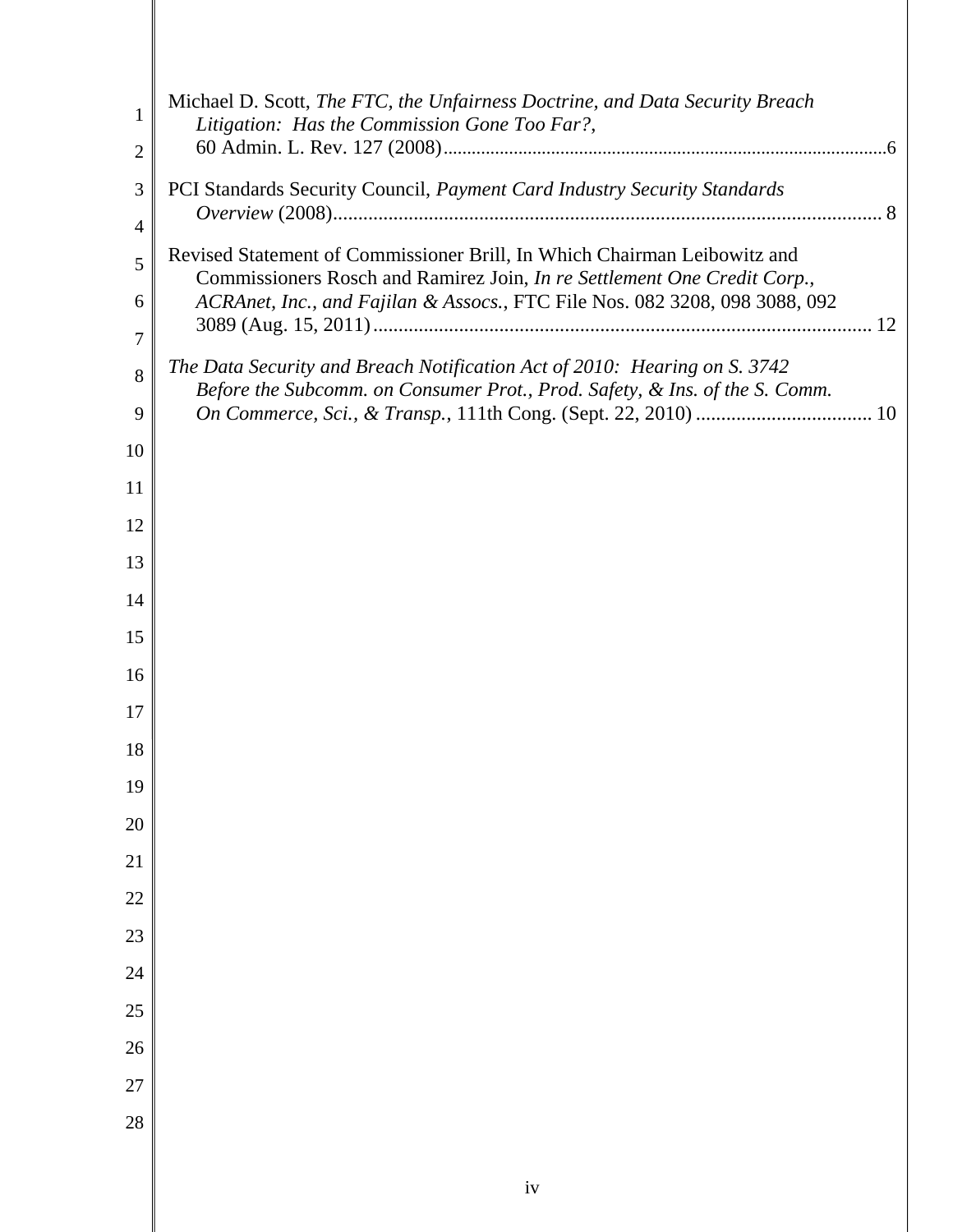Michael D. Scott, *The FTC, the Unfairness Doctrine, and Data Security Breach Litigation: Has the Commission Gone Too Far?*, 60 Admin. L. Rev. 127 (2008)....................................................................................................6

PCI Standards Security Council, *Payment Card Industry Security Standards Overview* (2008)........................................................................................................ 8

Revised Statement of Commissioner Brill, In Which Chairman Leibowitz and Commissioners Rosch and Ramirez Join, *In re Settlement One Credit Corp., ACRAnet, Inc., and Fajilan & Assocs.*, FTC File Nos. 082 3208, 098 3088, 092 3089 (Aug. 15, 2011)................................................................................................ 12

*The Data Security and Breach Notification Act of 2010: Hearing on S. 3742 Before the Subcomm. on Consumer Prot., Prod. Safety, & Ins. of the S. Comm. On Commerce, Sci., & Transp.*, 111th Cong. (Sept. 22, 2010) .................................. 10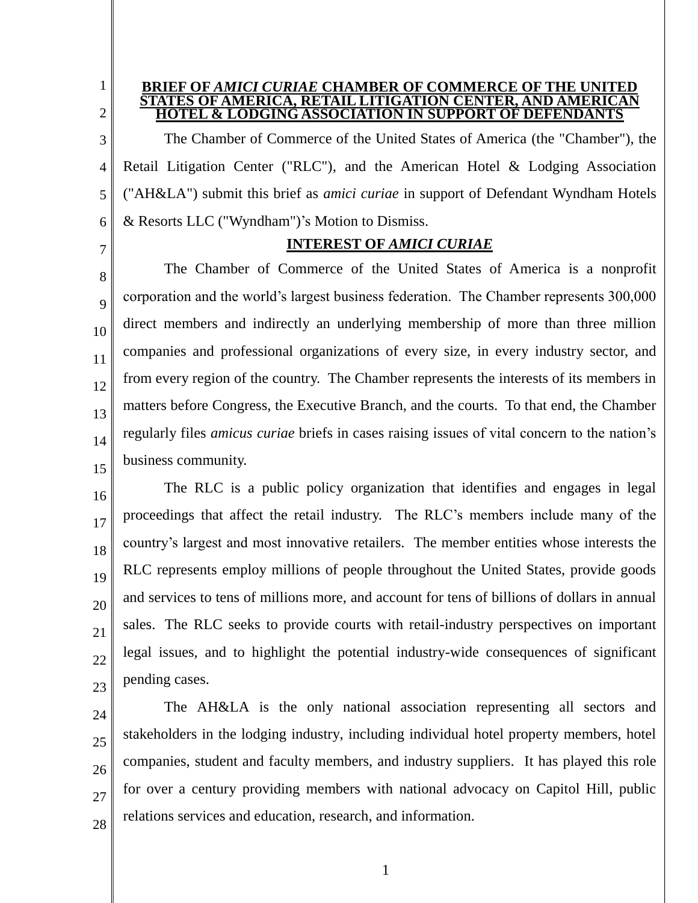**BRIEF OF *AMICI CURIAE* CHAMBER OF COMMERCE OF THE UNITED STATES OF AMERICA, RETAIL LITIGATION CENTER, AND AMERICAN HOTEL & LODGING ASSOCIATION IN SUPPORT OF DEFENDANTS**

The Chamber of Commerce of the United States of America (the "Chamber"), the Retail Litigation Center ("RLC"), and the American Hotel & Lodging Association ("AH&LA") submit this brief as *amici curiae* in support of Defendant Wyndham Hotels & Resorts LLC ("Wyndham")'s Motion to Dismiss.

**INTEREST OF *AMICI CURIAE***

The Chamber of Commerce of the United States of America is a nonprofit corporation and the world's largest business federation. The Chamber represents 300,000 direct members and indirectly an underlying membership of more than three million companies and professional organizations of every size, in every industry sector, and from every region of the country. The Chamber represents the interests of its members in matters before Congress, the Executive Branch, and the courts. To that end, the Chamber regularly files *amicus curiae* briefs in cases raising issues of vital concern to the nation's business community.

The RLC is a public policy organization that identifies and engages in legal proceedings that affect the retail industry. The RLC's members include many of the country's largest and most innovative retailers. The member entities whose interests the RLC represents employ millions of people throughout the United States, provide goods and services to tens of millions more, and account for tens of billions of dollars in annual sales. The RLC seeks to provide courts with retail-industry perspectives on important legal issues, and to highlight the potential industry-wide consequences of significant pending cases.

The AH&LA is the only national association representing all sectors and stakeholders in the lodging industry, including individual hotel property members, hotel companies, student and faculty members, and industry suppliers. It has played this role for over a century providing members with national advocacy on Capitol Hill, public relations services and education, research, and information.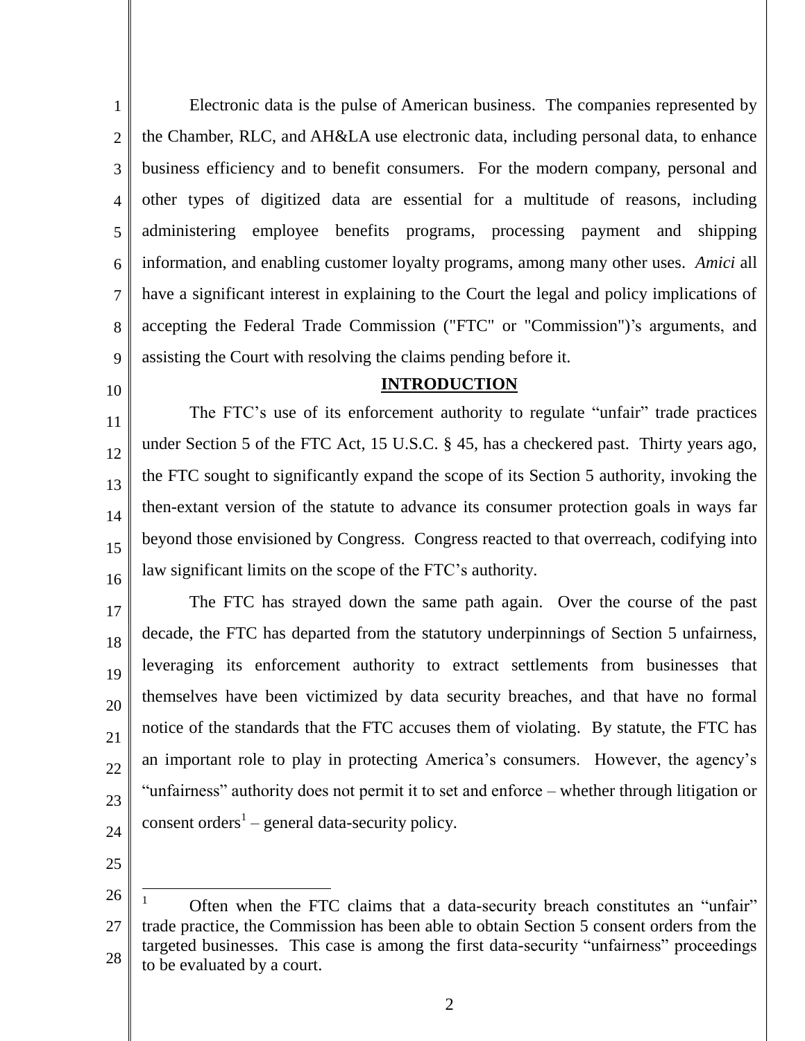Electronic data is the pulse of American business. The companies represented by the Chamber, RLC, and AH&LA use electronic data, including personal data, to enhance business efficiency and to benefit consumers. For the modern company, personal and other types of digitized data are essential for a multitude of reasons, including administering employee benefits programs, processing payment and shipping information, and enabling customer loyalty programs, among many other uses. *Amici* all have a significant interest in explaining to the Court the legal and policy implications of accepting the Federal Trade Commission ("FTC" or "Commission")'s arguments, and assisting the Court with resolving the claims pending before it.

## INTRODUCTION

The FTC's use of its enforcement authority to regulate "unfair" trade practices under Section 5 of the FTC Act, 15 U.S.C. § 45, has a checkered past. Thirty years ago, the FTC sought to significantly expand the scope of its Section 5 authority, invoking the then-extant version of the statute to advance its consumer protection goals in ways far beyond those envisioned by Congress. Congress reacted to that overreach, codifying into law significant limits on the scope of the FTC's authority.

The FTC has strayed down the same path again. Over the course of the past decade, the FTC has departed from the statutory underpinnings of Section 5 unfairness, leveraging its enforcement authority to extract settlements from businesses that themselves have been victimized by data security breaches, and that have no formal notice of the standards that the FTC accuses them of violating. By statute, the FTC has an important role to play in protecting America's consumers. However, the agency's "unfairness" authority does not permit it to set and enforce – whether through litigation or consent orders[1] – general data-security policy.

---

[1] Often when the FTC claims that a data-security breach constitutes an "unfair" trade practice, the Commission has been able to obtain Section 5 consent orders from the targeted businesses. This case is among the first data-security "unfairness" proceedings to be evaluated by a court.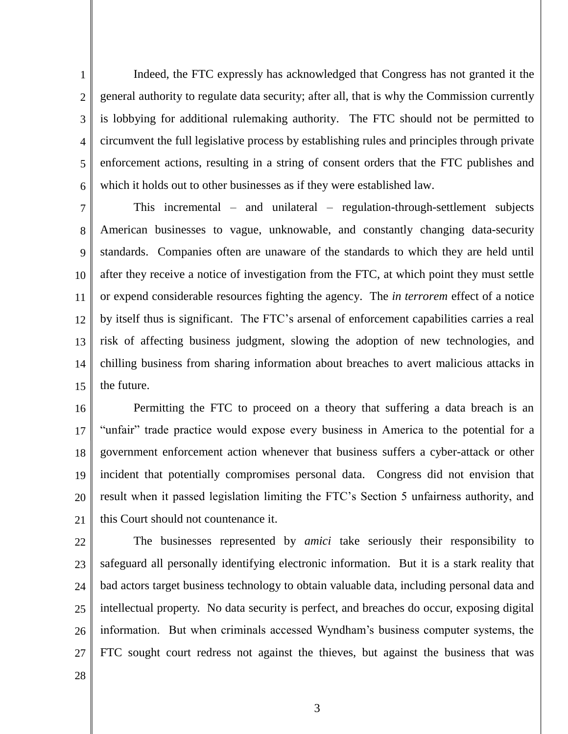Indeed, the FTC expressly has acknowledged that Congress has not granted it the general authority to regulate data security; after all, that is why the Commission currently is lobbying for additional rulemaking authority. The FTC should not be permitted to circumvent the full legislative process by establishing rules and principles through private enforcement actions, resulting in a string of consent orders that the FTC publishes and which it holds out to other businesses as if they were established law.

This incremental – and unilateral – regulation-through-settlement subjects American businesses to vague, unknowable, and constantly changing data-security standards. Companies often are unaware of the standards to which they are held until after they receive a notice of investigation from the FTC, at which point they must settle or expend considerable resources fighting the agency. The *in terrorem* effect of a notice by itself thus is significant. The FTC's arsenal of enforcement capabilities carries a real risk of affecting business judgment, slowing the adoption of new technologies, and chilling business from sharing information about breaches to avert malicious attacks in the future.

Permitting the FTC to proceed on a theory that suffering a data breach is an "unfair" trade practice would expose every business in America to the potential for a government enforcement action whenever that business suffers a cyber-attack or other incident that potentially compromises personal data. Congress did not envision that result when it passed legislation limiting the FTC's Section 5 unfairness authority, and this Court should not countenance it.

The businesses represented by *amici* take seriously their responsibility to safeguard all personally identifying electronic information. But it is a stark reality that bad actors target business technology to obtain valuable data, including personal data and intellectual property. No data security is perfect, and breaches do occur, exposing digital information. But when criminals accessed Wyndham's business computer systems, the FTC sought court redress not against the thieves, but against the business that was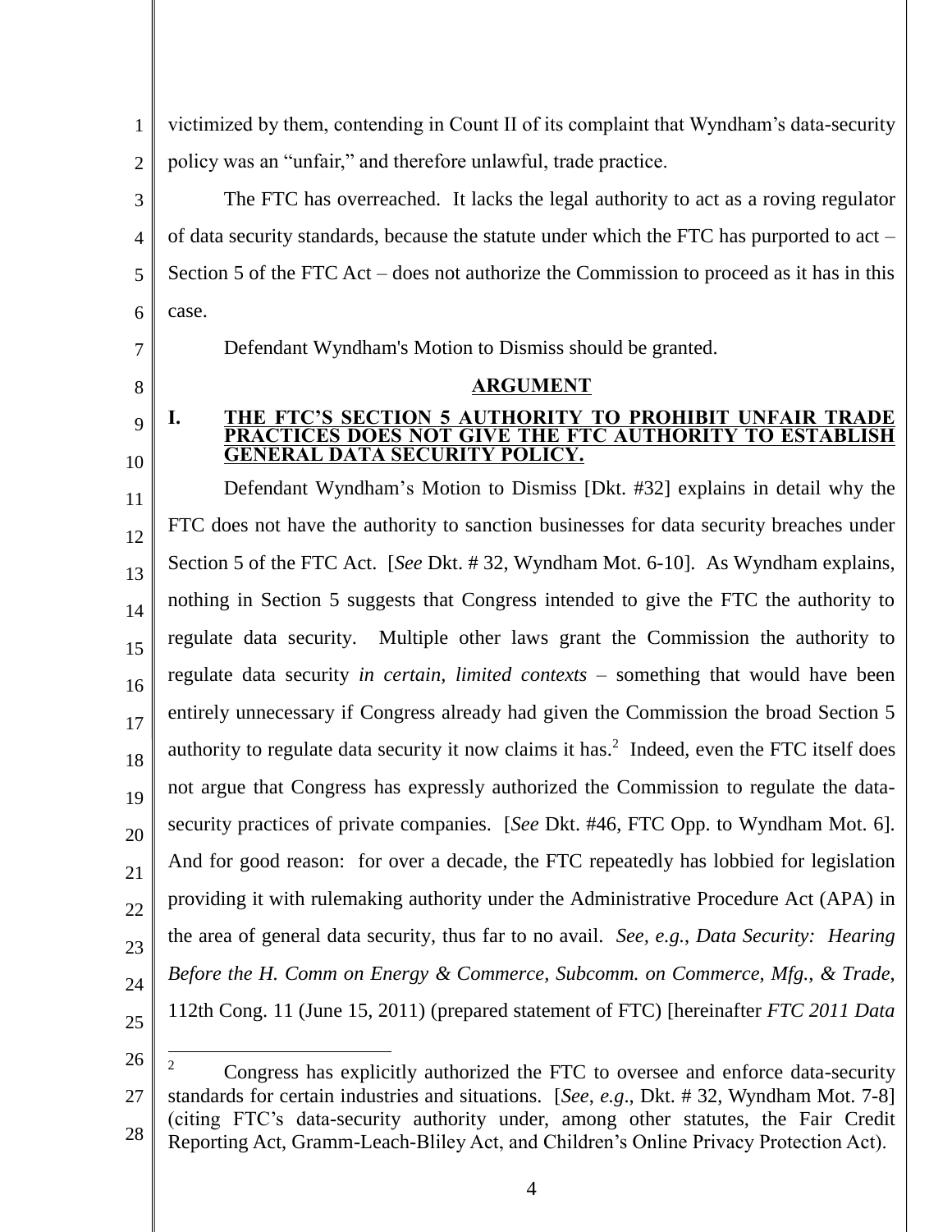victimized by them, contending in Count II of its complaint that Wyndham's data-security policy was an "unfair," and therefore unlawful, trade practice.

The FTC has overreached. It lacks the legal authority to act as a roving regulator of data security standards, because the statute under which the FTC has purported to act – Section 5 of the FTC Act – does not authorize the Commission to proceed as it has in this case.

Defendant Wyndham's Motion to Dismiss should be granted.

## ARGUMENT

### I. THE FTC'S SECTION 5 AUTHORITY TO PROHIBIT UNFAIR TRADE PRACTICES DOES NOT GIVE THE FTC AUTHORITY TO ESTABLISH GENERAL DATA SECURITY POLICY.

Defendant Wyndham's Motion to Dismiss [Dkt. #32] explains in detail why the FTC does not have the authority to sanction businesses for data security breaches under Section 5 of the FTC Act. [*See* Dkt. # 32, Wyndham Mot. 6-10]. As Wyndham explains, nothing in Section 5 suggests that Congress intended to give the FTC the authority to regulate data security. Multiple other laws grant the Commission the authority to regulate data security *in certain, limited contexts* – something that would have been entirely unnecessary if Congress already had given the Commission the broad Section 5 authority to regulate data security it now claims it has.[2] Indeed, even the FTC itself does not argue that Congress has expressly authorized the Commission to regulate the data-security practices of private companies. [*See* Dkt. #46, FTC Opp. to Wyndham Mot. 6]. And for good reason: for over a decade, the FTC repeatedly has lobbied for legislation providing it with rulemaking authority under the Administrative Procedure Act (APA) in the area of general data security, thus far to no avail. *See, e.g.*, *Data Security: Hearing Before the H. Comm on Energy & Commerce, Subcomm. on Commerce, Mfg., & Trade*, 112th Cong. 11 (June 15, 2011) (prepared statement of FTC) [hereinafter *FTC 2011 Data*

---

[2] Congress has explicitly authorized the FTC to oversee and enforce data-security standards for certain industries and situations. [*See*, *e.g*., Dkt. # 32, Wyndham Mot. 7-8] (citing FTC's data-security authority under, among other statutes, the Fair Credit Reporting Act, Gramm-Leach-Bliley Act, and Children's Online Privacy Protection Act).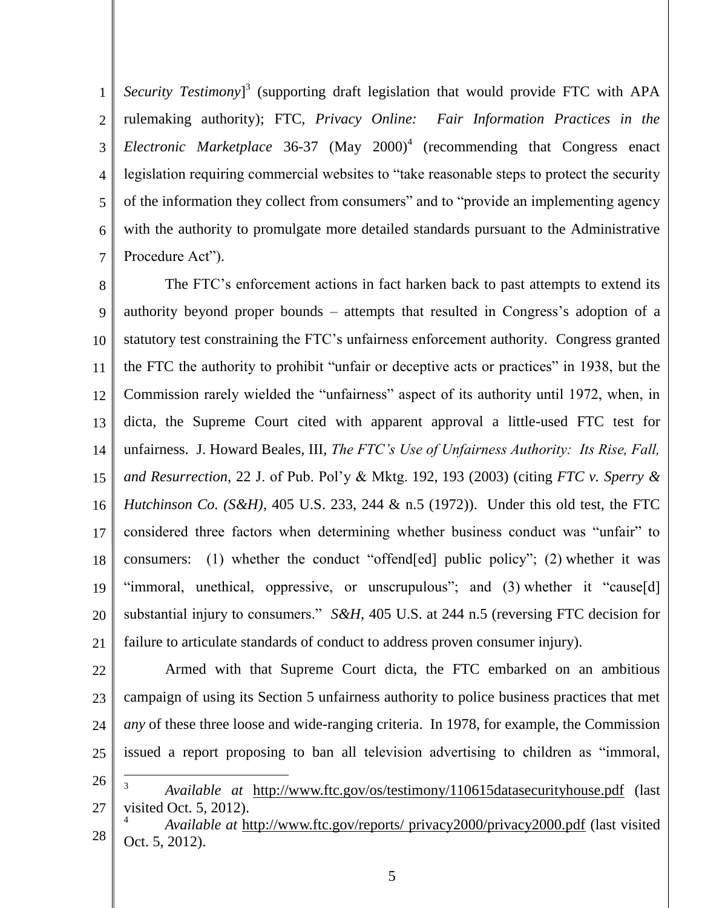*Security Testimony*][3] (supporting draft legislation that would provide FTC with APA rulemaking authority); FTC, *Privacy Online: Fair Information Practices in the Electronic Marketplace* 36-37 (May 2000)[4] (recommending that Congress enact legislation requiring commercial websites to "take reasonable steps to protect the security of the information they collect from consumers" and to "provide an implementing agency with the authority to promulgate more detailed standards pursuant to the Administrative Procedure Act").

The FTC's enforcement actions in fact harken back to past attempts to extend its authority beyond proper bounds – attempts that resulted in Congress's adoption of a statutory test constraining the FTC's unfairness enforcement authority. Congress granted the FTC the authority to prohibit "unfair or deceptive acts or practices" in 1938, but the Commission rarely wielded the "unfairness" aspect of its authority until 1972, when, in dicta, the Supreme Court cited with apparent approval a little-used FTC test for unfairness. J. Howard Beales, III, *The FTC's Use of Unfairness Authority: Its Rise, Fall, and Resurrection*, 22 J. of Pub. Pol'y & Mktg. 192, 193 (2003) (citing *FTC v. Sperry & Hutchinson Co. (S&H)*, 405 U.S. 233, 244 & n.5 (1972)). Under this old test, the FTC considered three factors when determining whether business conduct was "unfair" to consumers: (1) whether the conduct "offend[ed] public policy"; (2) whether it was "immoral, unethical, oppressive, or unscrupulous"; and (3) whether it "cause[d] substantial injury to consumers." *S&H*, 405 U.S. at 244 n.5 (reversing FTC decision for failure to articulate standards of conduct to address proven consumer injury).

Armed with that Supreme Court dicta, the FTC embarked on an ambitious campaign of using its Section 5 unfairness authority to police business practices that met *any* of these three loose and wide-ranging criteria. In 1978, for example, the Commission issued a report proposing to ban all television advertising to children as "immoral,

---

[3] *Available at* http://www.ftc.gov/os/testimony/110615datasecurityhouse.pdf (last visited Oct. 5, 2012).

[4] *Available at* http://www.ftc.gov/reports/ privacy2000/privacy2000.pdf (last visited Oct. 5, 2012).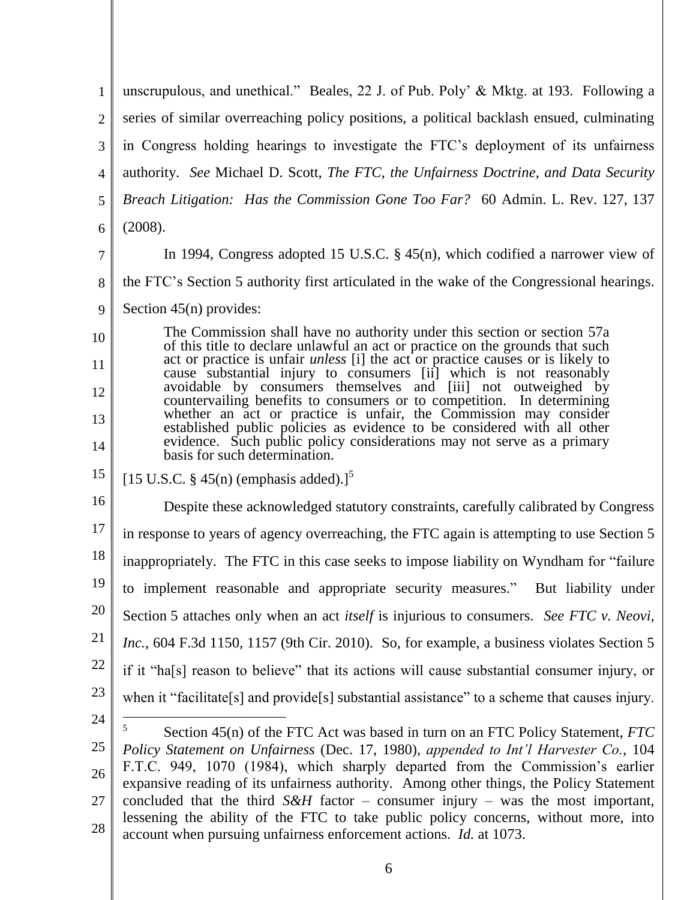unscrupulous, and unethical." Beales, 22 J. of Pub. Poly' & Mktg. at 193. Following a series of similar overreaching policy positions, a political backlash ensued, culminating in Congress holding hearings to investigate the FTC's deployment of its unfairness authority. *See* Michael D. Scott, *The FTC, the Unfairness Doctrine, and Data Security Breach Litigation: Has the Commission Gone Too Far?* 60 Admin. L. Rev. 127, 137 (2008).

In 1994, Congress adopted 15 U.S.C. § 45(n), which codified a narrower view of the FTC's Section 5 authority first articulated in the wake of the Congressional hearings. Section 45(n) provides:

> The Commission shall have no authority under this section or section 57a of this title to declare unlawful an act or practice on the grounds that such act or practice is unfair *unless* [i] the act or practice causes or is likely to cause substantial injury to consumers [ii] which is not reasonably avoidable by consumers themselves and [iii] not outweighed by countervailing benefits to consumers or to competition. In determining whether an act or practice is unfair, the Commission may consider established public policies as evidence to be considered with all other evidence. Such public policy considerations may not serve as a primary basis for such determination.

[15 U.S.C. § 45(n) (emphasis added).][5]

Despite these acknowledged statutory constraints, carefully calibrated by Congress in response to years of agency overreaching, the FTC again is attempting to use Section 5 inappropriately. The FTC in this case seeks to impose liability on Wyndham for "failure to implement reasonable and appropriate security measures." But liability under Section 5 attaches only when an act *itself* is injurious to consumers. *See FTC v. Neovi, Inc.*, 604 F.3d 1150, 1157 (9th Cir. 2010). So, for example, a business violates Section 5 if it "ha[s] reason to believe" that its actions will cause substantial consumer injury, or when it "facilitate[s] and provide[s] substantial assistance" to a scheme that causes injury.

---

[5] Section 45(n) of the FTC Act was based in turn on an FTC Policy Statement, *FTC Policy Statement on Unfairness* (Dec. 17, 1980), *appended to Int'l Harvester Co.*, 104 F.T.C. 949, 1070 (1984), which sharply departed from the Commission's earlier expansive reading of its unfairness authority. Among other things, the Policy Statement concluded that the third *S&H* factor – consumer injury – was the most important, lessening the ability of the FTC to take public policy concerns, without more, into account when pursuing unfairness enforcement actions. *Id.* at 1073.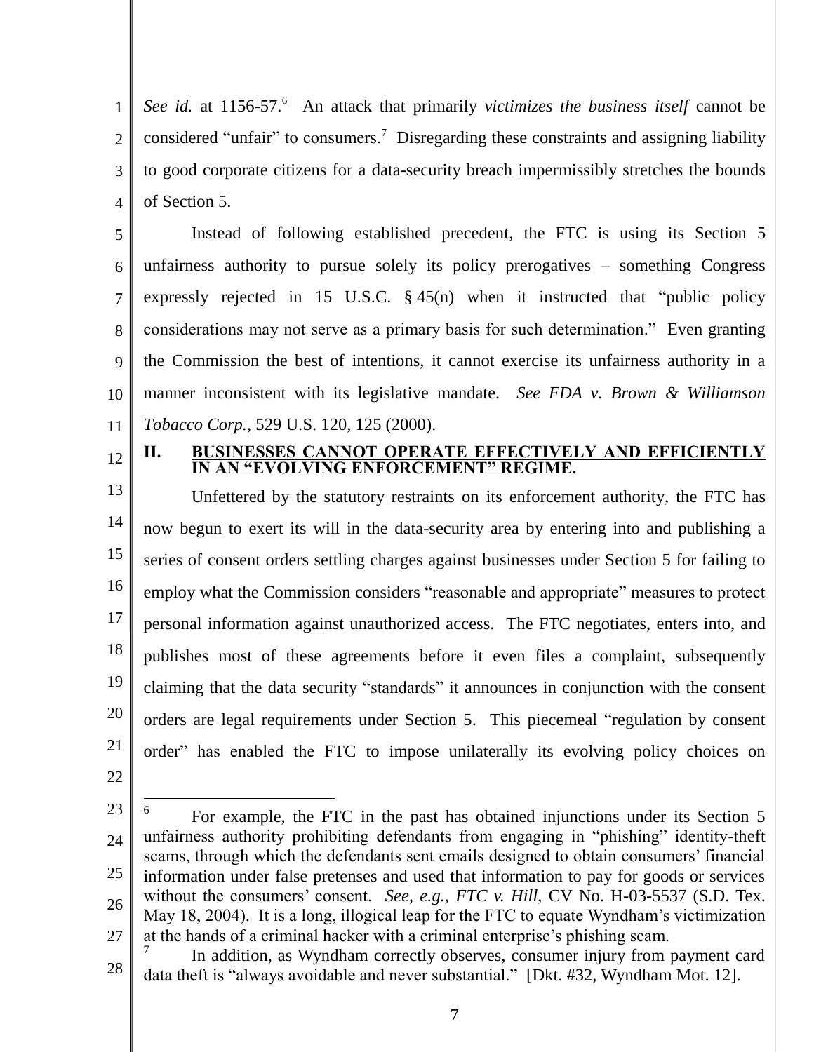*See id.* at 1156-57.[6] An attack that primarily *victimizes the business itself* cannot be considered "unfair" to consumers.[7] Disregarding these constraints and assigning liability to good corporate citizens for a data-security breach impermissibly stretches the bounds of Section 5.

Instead of following established precedent, the FTC is using its Section 5 unfairness authority to pursue solely its policy prerogatives – something Congress expressly rejected in 15 U.S.C. § 45(n) when it instructed that "public policy considerations may not serve as a primary basis for such determination." Even granting the Commission the best of intentions, it cannot exercise its unfairness authority in a manner inconsistent with its legislative mandate. *See FDA v. Brown & Williamson Tobacco Corp.*, 529 U.S. 120, 125 (2000).

## II. BUSINESSES CANNOT OPERATE EFFECTIVELY AND EFFICIENTLY IN AN "EVOLVING ENFORCEMENT" REGIME.

Unfettered by the statutory restraints on its enforcement authority, the FTC has now begun to exert its will in the data-security area by entering into and publishing a series of consent orders settling charges against businesses under Section 5 for failing to employ what the Commission considers "reasonable and appropriate" measures to protect personal information against unauthorized access. The FTC negotiates, enters into, and publishes most of these agreements before it even files a complaint, subsequently claiming that the data security "standards" it announces in conjunction with the consent orders are legal requirements under Section 5. This piecemeal "regulation by consent order" has enabled the FTC to impose unilaterally its evolving policy choices on

---

[6] For example, the FTC in the past has obtained injunctions under its Section 5 unfairness authority prohibiting defendants from engaging in "phishing" identity-theft scams, through which the defendants sent emails designed to obtain consumers' financial information under false pretenses and used that information to pay for goods or services without the consumers' consent. *See, e.g., FTC v. Hill*, CV No. H-03-5537 (S.D. Tex. May 18, 2004). It is a long, illogical leap for the FTC to equate Wyndham's victimization at the hands of a criminal hacker with a criminal enterprise's phishing scam.

[7] In addition, as Wyndham correctly observes, consumer injury from payment card data theft is "always avoidable and never substantial." [Dkt. #32, Wyndham Mot. 12].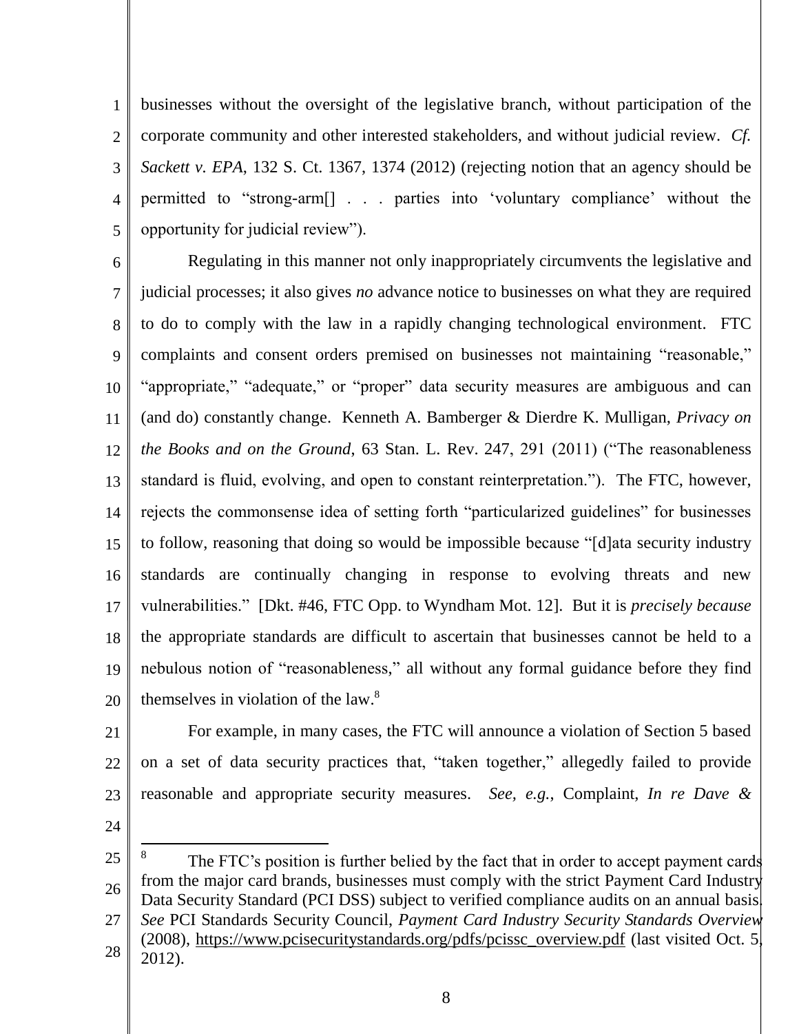businesses without the oversight of the legislative branch, without participation of the corporate community and other interested stakeholders, and without judicial review. *Cf. Sackett v. EPA*, 132 S. Ct. 1367, 1374 (2012) (rejecting notion that an agency should be permitted to "strong-arm[] . . . parties into 'voluntary compliance' without the opportunity for judicial review").

Regulating in this manner not only inappropriately circumvents the legislative and judicial processes; it also gives *no* advance notice to businesses on what they are required to do to comply with the law in a rapidly changing technological environment. FTC complaints and consent orders premised on businesses not maintaining "reasonable," "appropriate," "adequate," or "proper" data security measures are ambiguous and can (and do) constantly change. Kenneth A. Bamberger & Dierdre K. Mulligan, *Privacy on the Books and on the Ground*, 63 Stan. L. Rev. 247, 291 (2011) ("The reasonableness standard is fluid, evolving, and open to constant reinterpretation."). The FTC, however, rejects the commonsense idea of setting forth "particularized guidelines" for businesses to follow, reasoning that doing so would be impossible because "[d]ata security industry standards are continually changing in response to evolving threats and new vulnerabilities." [Dkt. #46, FTC Opp. to Wyndham Mot. 12]. But it is *precisely because* the appropriate standards are difficult to ascertain that businesses cannot be held to a nebulous notion of "reasonableness," all without any formal guidance before they find themselves in violation of the law.[8]

For example, in many cases, the FTC will announce a violation of Section 5 based on a set of data security practices that, "taken together," allegedly failed to provide reasonable and appropriate security measures. *See, e.g.*, Complaint, *In re Dave &*

---

[8] The FTC's position is further belied by the fact that in order to accept payment cards from the major card brands, businesses must comply with the strict Payment Card Industry Data Security Standard (PCI DSS) subject to verified compliance audits on an annual basis. *See* PCI Standards Security Council, *Payment Card Industry Security Standards Overview* (2008), https://www.pcisecuritystandards.org/pdfs/pcissc_overview.pdf (last visited Oct. 5, 2012).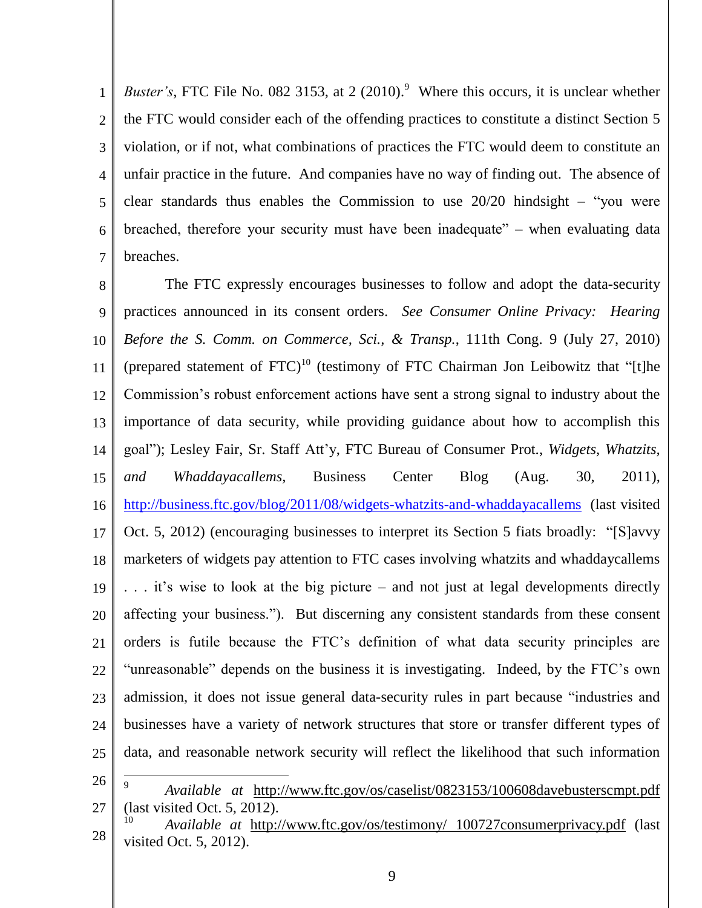*Buster's*, FTC File No. 082 3153, at 2 (2010).[9] Where this occurs, it is unclear whether the FTC would consider each of the offending practices to constitute a distinct Section 5 violation, or if not, what combinations of practices the FTC would deem to constitute an unfair practice in the future. And companies have no way of finding out. The absence of clear standards thus enables the Commission to use 20/20 hindsight – "you were breached, therefore your security must have been inadequate" – when evaluating data breaches.

The FTC expressly encourages businesses to follow and adopt the data-security practices announced in its consent orders. *See Consumer Online Privacy: Hearing Before the S. Comm. on Commerce, Sci., & Transp.*, 111th Cong. 9 (July 27, 2010) (prepared statement of FTC)[10] (testimony of FTC Chairman Jon Leibowitz that "[t]he Commission's robust enforcement actions have sent a strong signal to industry about the importance of data security, while providing guidance about how to accomplish this goal"); Lesley Fair, Sr. Staff Att'y, FTC Bureau of Consumer Prot., *Widgets, Whatzits, and Whaddayacallems*, Business Center Blog (Aug. 30, 2011), http://business.ftc.gov/blog/2011/08/widgets-whatzits-and-whaddayacallems (last visited Oct. 5, 2012) (encouraging businesses to interpret its Section 5 fiats broadly: "[S]avvy marketers of widgets pay attention to FTC cases involving whatzits and whaddaycallems . . . it's wise to look at the big picture – and not just at legal developments directly affecting your business."). But discerning any consistent standards from these consent orders is futile because the FTC's definition of what data security principles are "unreasonable" depends on the business it is investigating. Indeed, by the FTC's own admission, it does not issue general data-security rules in part because "industries and businesses have a variety of network structures that store or transfer different types of data, and reasonable network security will reflect the likelihood that such information

---

[9] *Available at* http://www.ftc.gov/os/caselist/0823153/100608davebusterscmpt.pdf (last visited Oct. 5, 2012).

[10] *Available at* http://www.ftc.gov/os/testimony/ 100727consumerprivacy.pdf (last visited Oct. 5, 2012).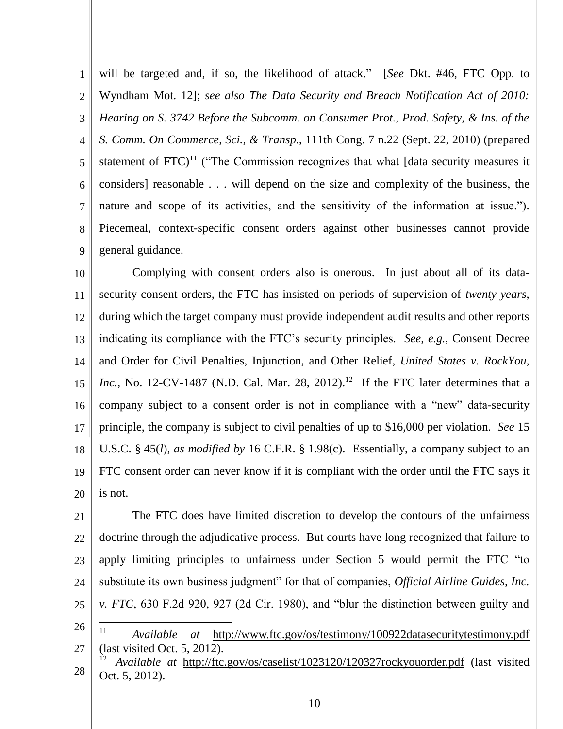will be targeted and, if so, the likelihood of attack." [*See* Dkt. #46, FTC Opp. to Wyndham Mot. 12]; *see also The Data Security and Breach Notification Act of 2010: Hearing on S. 3742 Before the Subcomm. on Consumer Prot., Prod. Safety, & Ins. of the S. Comm. On Commerce, Sci., & Transp.*, 111th Cong. 7 n.22 (Sept. 22, 2010) (prepared statement of FTC)[11] ("The Commission recognizes that what [data security measures it considers] reasonable . . . will depend on the size and complexity of the business, the nature and scope of its activities, and the sensitivity of the information at issue."). Piecemeal, context-specific consent orders against other businesses cannot provide general guidance.

Complying with consent orders also is onerous. In just about all of its data-security consent orders, the FTC has insisted on periods of supervision of *twenty years*, during which the target company must provide independent audit results and other reports indicating its compliance with the FTC's security principles. *See, e.g.*, Consent Decree and Order for Civil Penalties, Injunction, and Other Relief, *United States v. RockYou, Inc.*, No. 12-CV-1487 (N.D. Cal. Mar. 28, 2012).[12] If the FTC later determines that a company subject to a consent order is not in compliance with a "new" data-security principle, the company is subject to civil penalties of up to $16,000 per violation. *See* 15 U.S.C. § 45(*l*), *as modified by* 16 C.F.R. § 1.98(c). Essentially, a company subject to an FTC consent order can never know if it is compliant with the order until the FTC says it is not.

The FTC does have limited discretion to develop the contours of the unfairness doctrine through the adjudicative process. But courts have long recognized that failure to apply limiting principles to unfairness under Section 5 would permit the FTC "to substitute its own business judgment" for that of companies, *Official Airline Guides, Inc. v. FTC*, 630 F.2d 920, 927 (2d Cir. 1980), and "blur the distinction between guilty and

---

[11] *Available at* http://www.ftc.gov/os/testimony/100922datasecuritytestimony.pdf (last visited Oct. 5, 2012).

[12] *Available at* http://ftc.gov/os/caselist/1023120/120327rockyouorder.pdf (last visited Oct. 5, 2012).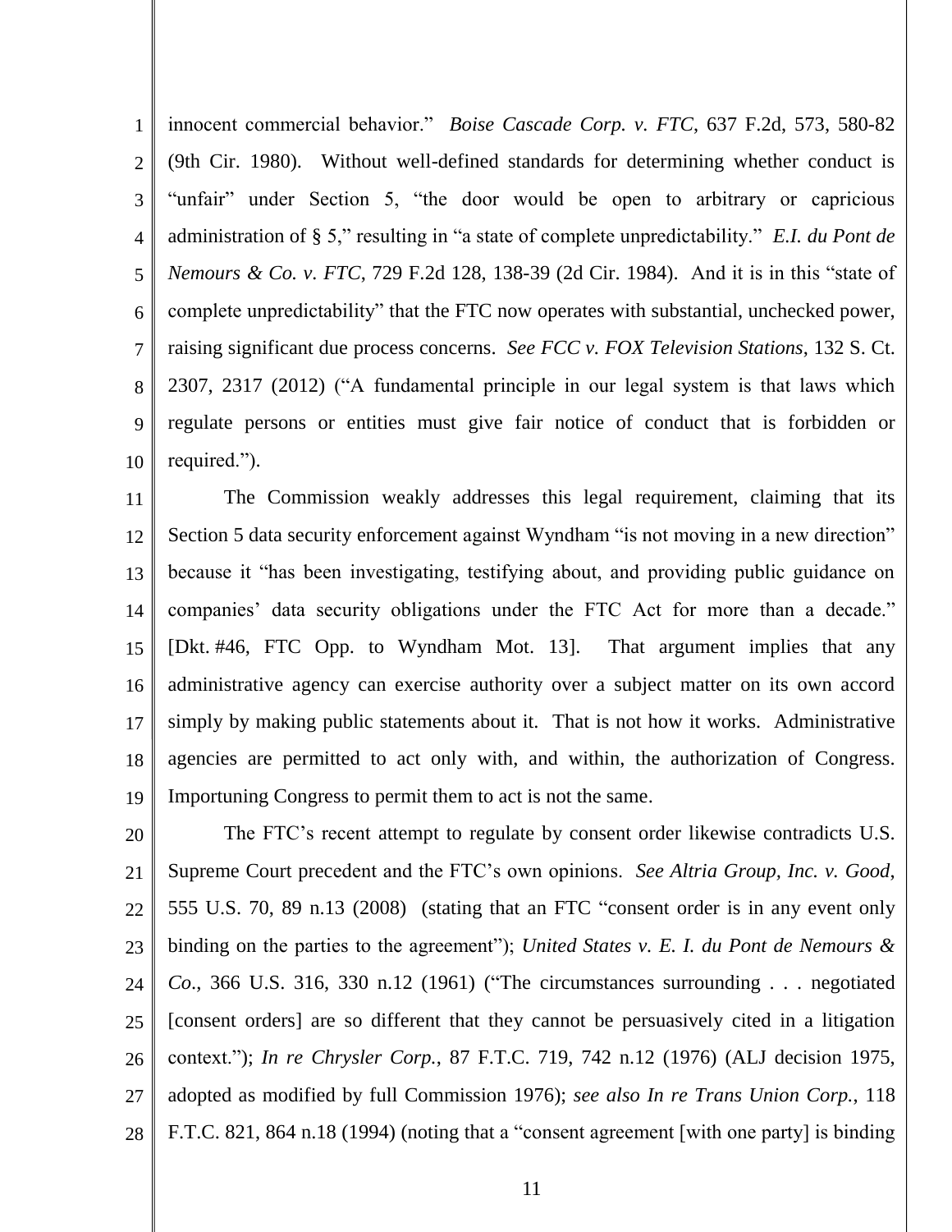innocent commercial behavior." *Boise Cascade Corp. v. FTC*, 637 F.2d, 573, 580-82 (9th Cir. 1980). Without well-defined standards for determining whether conduct is "unfair" under Section 5, "the door would be open to arbitrary or capricious administration of § 5," resulting in "a state of complete unpredictability." *E.I. du Pont de Nemours & Co. v. FTC*, 729 F.2d 128, 138-39 (2d Cir. 1984). And it is in this "state of complete unpredictability" that the FTC now operates with substantial, unchecked power, raising significant due process concerns. *See FCC v. FOX Television Stations*, 132 S. Ct. 2307, 2317 (2012) ("A fundamental principle in our legal system is that laws which regulate persons or entities must give fair notice of conduct that is forbidden or required.").

The Commission weakly addresses this legal requirement, claiming that its Section 5 data security enforcement against Wyndham "is not moving in a new direction" because it "has been investigating, testifying about, and providing public guidance on companies' data security obligations under the FTC Act for more than a decade." [Dkt. #46, FTC Opp. to Wyndham Mot. 13]. That argument implies that any administrative agency can exercise authority over a subject matter on its own accord simply by making public statements about it. That is not how it works. Administrative agencies are permitted to act only with, and within, the authorization of Congress. Importuning Congress to permit them to act is not the same.

The FTC's recent attempt to regulate by consent order likewise contradicts U.S. Supreme Court precedent and the FTC's own opinions. *See Altria Group, Inc. v. Good*, 555 U.S. 70, 89 n.13 (2008) (stating that an FTC "consent order is in any event only binding on the parties to the agreement"); *United States v. E. I. du Pont de Nemours & Co.*, 366 U.S. 316, 330 n.12 (1961) ("The circumstances surrounding . . . negotiated [consent orders] are so different that they cannot be persuasively cited in a litigation context."); *In re Chrysler Corp.*, 87 F.T.C. 719, 742 n.12 (1976) (ALJ decision 1975, adopted as modified by full Commission 1976); *see also In re Trans Union Corp.*, 118 F.T.C. 821, 864 n.18 (1994) (noting that a "consent agreement [with one party] is binding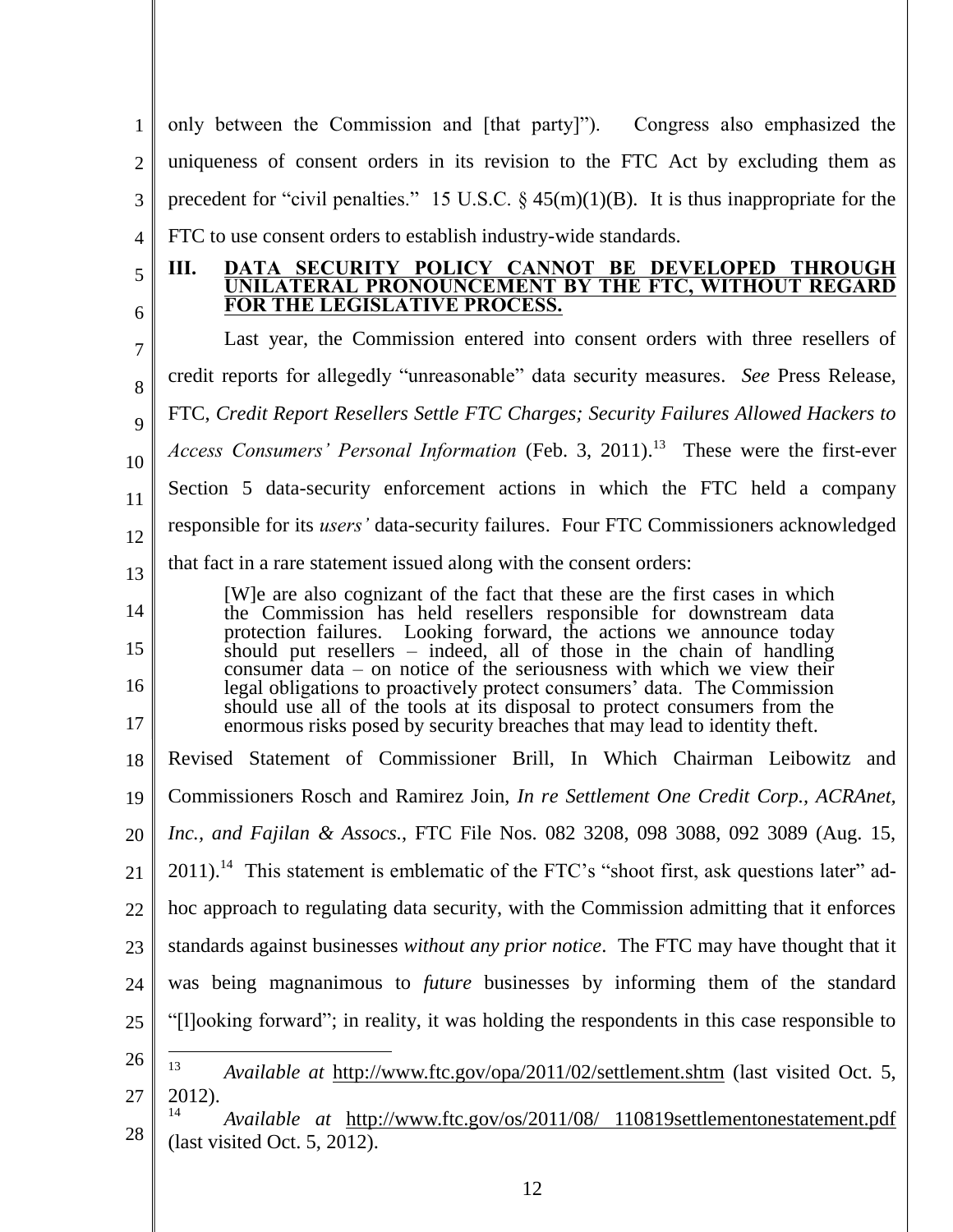only between the Commission and [that party]"). Congress also emphasized the uniqueness of consent orders in its revision to the FTC Act by excluding them as precedent for "civil penalties." 15 U.S.C. § 45(m)(1)(B). It is thus inappropriate for the FTC to use consent orders to establish industry-wide standards.

## III. DATA SECURITY POLICY CANNOT BE DEVELOPED THROUGH UNILATERAL PRONOUNCEMENT BY THE FTC, WITHOUT REGARD FOR THE LEGISLATIVE PROCESS.

Last year, the Commission entered into consent orders with three resellers of credit reports for allegedly "unreasonable" data security measures. *See* Press Release, FTC, *Credit Report Resellers Settle FTC Charges; Security Failures Allowed Hackers to Access Consumers' Personal Information* (Feb. 3, 2011).[13] These were the first-ever Section 5 data-security enforcement actions in which the FTC held a company responsible for its *users'* data-security failures. Four FTC Commissioners acknowledged that fact in a rare statement issued along with the consent orders:

> [W]e are also cognizant of the fact that these are the first cases in which the Commission has held resellers responsible for downstream data protection failures. Looking forward, the actions we announce today should put resellers – indeed, all of those in the chain of handling consumer data – on notice of the seriousness with which we view their legal obligations to proactively protect consumers' data. The Commission should use all of the tools at its disposal to protect consumers from the enormous risks posed by security breaches that may lead to identity theft.

Revised Statement of Commissioner Brill, In Which Chairman Leibowitz and Commissioners Rosch and Ramirez Join, *In re Settlement One Credit Corp., ACRAnet, Inc., and Fajilan & Assocs.*, FTC File Nos. 082 3208, 098 3088, 092 3089 (Aug. 15, 2011).[14] This statement is emblematic of the FTC's "shoot first, ask questions later" ad-hoc approach to regulating data security, with the Commission admitting that it enforces standards against businesses *without any prior notice*. The FTC may have thought that it was being magnanimous to *future* businesses by informing them of the standard "[l]ooking forward"; in reality, it was holding the respondents in this case responsible to

---

[13] *Available at* http://www.ftc.gov/opa/2011/02/settlement.shtm (last visited Oct. 5, 2012).

[14] *Available at* http://www.ftc.gov/os/2011/08/ 110819settlementonestatement.pdf (last visited Oct. 5, 2012).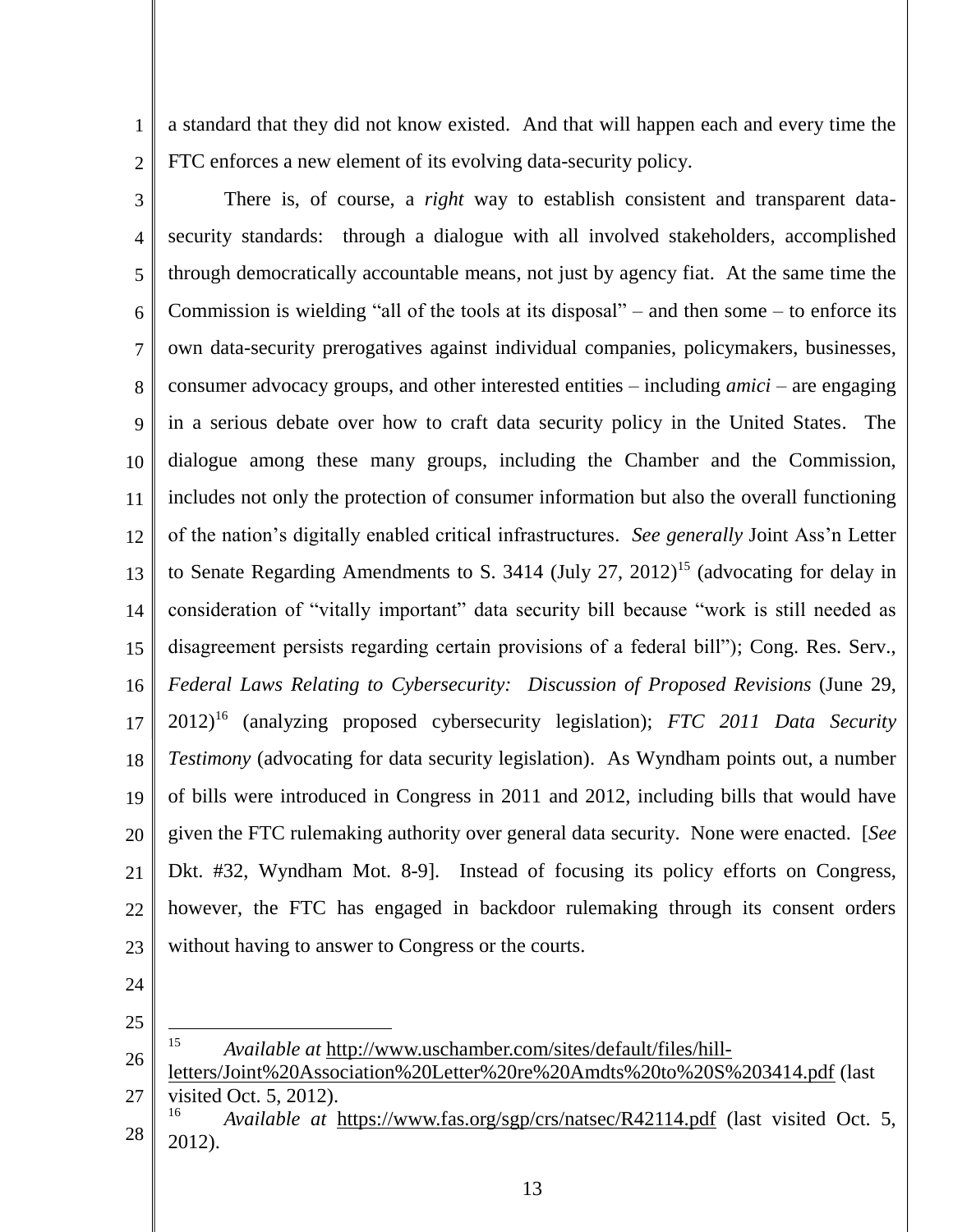a standard that they did not know existed. And that will happen each and every time the FTC enforces a new element of its evolving data-security policy.

There is, of course, a *right* way to establish consistent and transparent data-security standards: through a dialogue with all involved stakeholders, accomplished through democratically accountable means, not just by agency fiat. At the same time the Commission is wielding "all of the tools at its disposal" – and then some – to enforce its own data-security prerogatives against individual companies, policymakers, businesses, consumer advocacy groups, and other interested entities – including *amici* – are engaging in a serious debate over how to craft data security policy in the United States. The dialogue among these many groups, including the Chamber and the Commission, includes not only the protection of consumer information but also the overall functioning of the nation's digitally enabled critical infrastructures. *See generally* Joint Ass'n Letter to Senate Regarding Amendments to S. 3414 (July 27, 2012)[15] (advocating for delay in consideration of "vitally important" data security bill because "work is still needed as disagreement persists regarding certain provisions of a federal bill"); Cong. Res. Serv., *Federal Laws Relating to Cybersecurity: Discussion of Proposed Revisions* (June 29, 2012)[16] (analyzing proposed cybersecurity legislation); *FTC 2011 Data Security Testimony* (advocating for data security legislation). As Wyndham points out, a number of bills were introduced in Congress in 2011 and 2012, including bills that would have given the FTC rulemaking authority over general data security. None were enacted. [*See* Dkt. #32, Wyndham Mot. 8-9]. Instead of focusing its policy efforts on Congress, however, the FTC has engaged in backdoor rulemaking through its consent orders without having to answer to Congress or the courts.

---

[15] *Available at* http://www.uschamber.com/sites/default/files/hill-letters/Joint%20Association%20Letter%20re%20Amdts%20to%20S%203414.pdf (last visited Oct. 5, 2012).

[16] *Available at* https://www.fas.org/sgp/crs/natsec/R42114.pdf (last visited Oct. 5, 2012).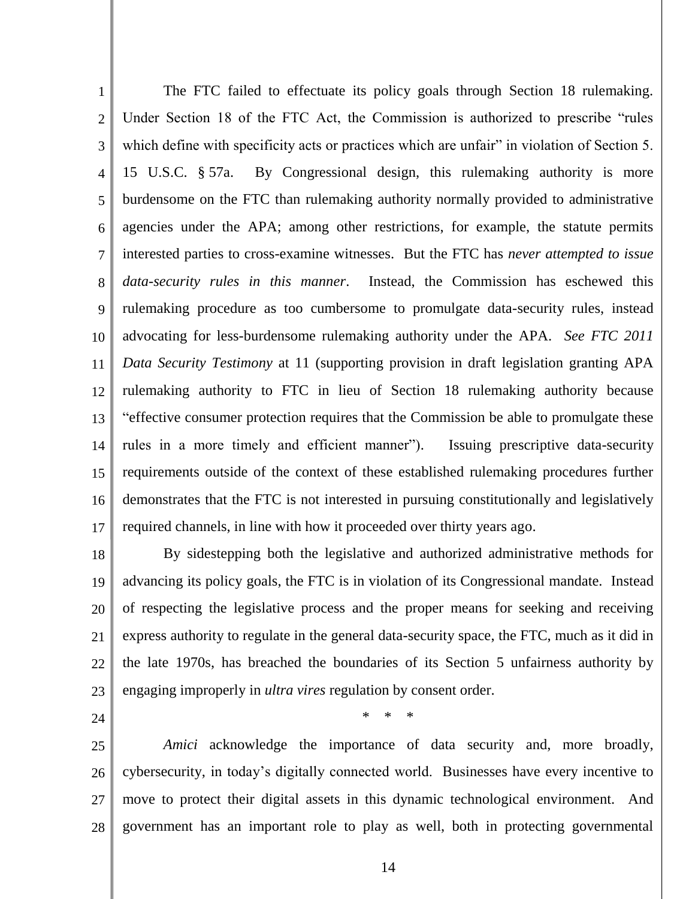The FTC failed to effectuate its policy goals through Section 18 rulemaking. Under Section 18 of the FTC Act, the Commission is authorized to prescribe "rules which define with specificity acts or practices which are unfair" in violation of Section 5. 15 U.S.C. § 57a. By Congressional design, this rulemaking authority is more burdensome on the FTC than rulemaking authority normally provided to administrative agencies under the APA; among other restrictions, for example, the statute permits interested parties to cross-examine witnesses. But the FTC has *never attempted to issue data-security rules in this manner*. Instead, the Commission has eschewed this rulemaking procedure as too cumbersome to promulgate data-security rules, instead advocating for less-burdensome rulemaking authority under the APA. *See FTC 2011 Data Security Testimony* at 11 (supporting provision in draft legislation granting APA rulemaking authority to FTC in lieu of Section 18 rulemaking authority because "effective consumer protection requires that the Commission be able to promulgate these rules in a more timely and efficient manner"). Issuing prescriptive data-security requirements outside of the context of these established rulemaking procedures further demonstrates that the FTC is not interested in pursuing constitutionally and legislatively required channels, in line with how it proceeded over thirty years ago.

By sidestepping both the legislative and authorized administrative methods for advancing its policy goals, the FTC is in violation of its Congressional mandate. Instead of respecting the legislative process and the proper means for seeking and receiving express authority to regulate in the general data-security space, the FTC, much as it did in the late 1970s, has breached the boundaries of its Section 5 unfairness authority by engaging improperly in *ultra vires* regulation by consent order.

\* \* \*

*Amici* acknowledge the importance of data security and, more broadly, cybersecurity, in today's digitally connected world. Businesses have every incentive to move to protect their digital assets in this dynamic technological environment. And government has an important role to play as well, both in protecting governmental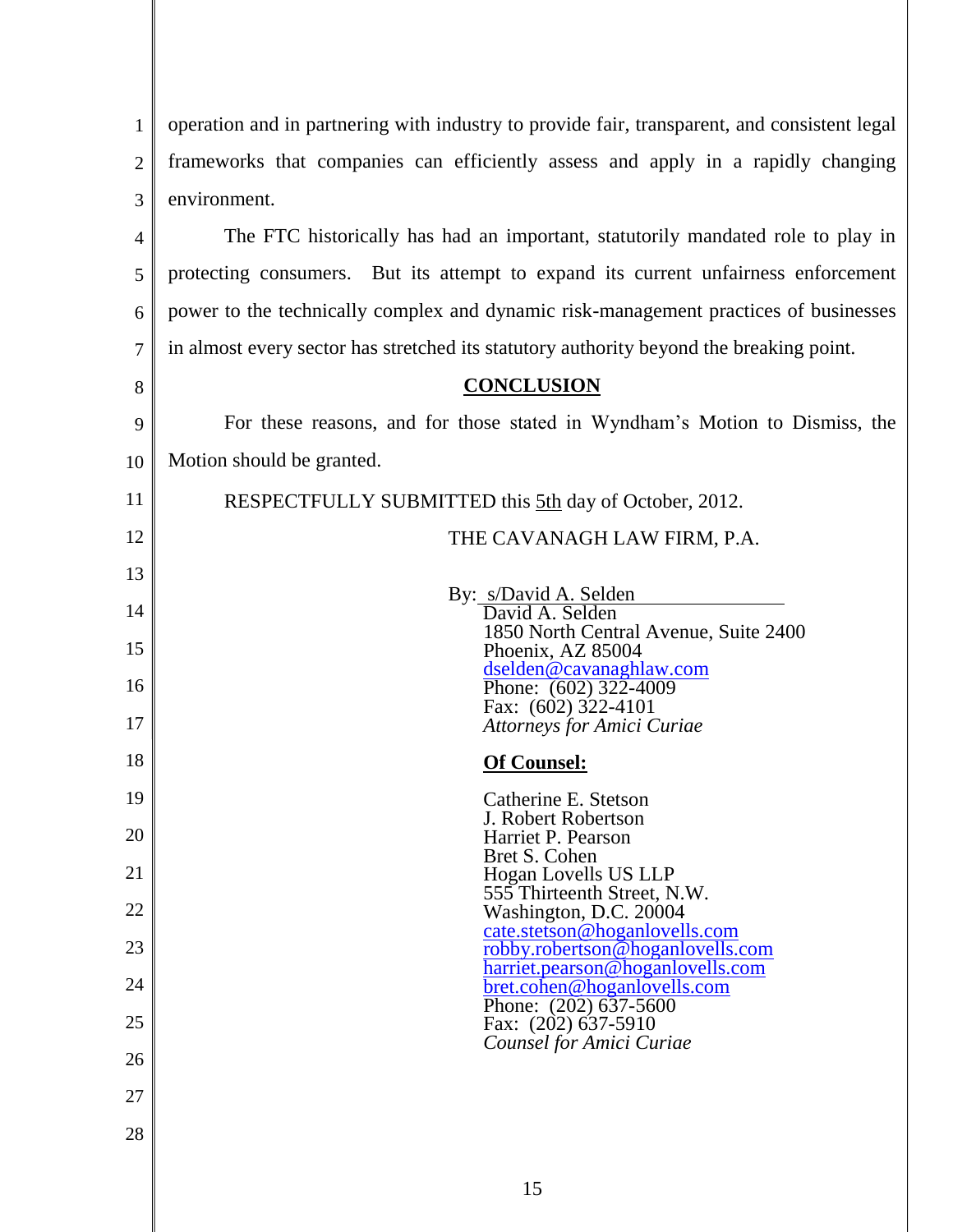operation and in partnering with industry to provide fair, transparent, and consistent legal frameworks that companies can efficiently assess and apply in a rapidly changing environment.

The FTC historically has had an important, statutorily mandated role to play in protecting consumers. But its attempt to expand its current unfairness enforcement power to the technically complex and dynamic risk-management practices of businesses in almost every sector has stretched its statutory authority beyond the breaking point.

## CONCLUSION

For these reasons, and for those stated in Wyndham's Motion to Dismiss, the Motion should be granted.

RESPECTFULLY SUBMITTED this 5th day of October, 2012.

THE CAVANAGH LAW FIRM, P.A.

By: s/David A. Selden
David A. Selden
1850 North Central Avenue, Suite 2400
Phoenix, AZ 85004
dselden@cavanaghlaw.com
Phone: (602) 322-4009
Fax: (602) 322-4101
*Attorneys for Amici Curiae*

**Of Counsel:**

Catherine E. Stetson
J. Robert Robertson
Harriet P. Pearson
Bret S. Cohen
Hogan Lovells US LLP
555 Thirteenth Street, N.W.
Washington, D.C. 20004
cate.stetson@hoganlovells.com
robby.robertson@hoganlovells.com
harriet.pearson@hoganlovells.com
bret.cohen@hoganlovells.com
Phone: (202) 637-5600
Fax: (202) 637-5910
*Counsel for Amici Curiae*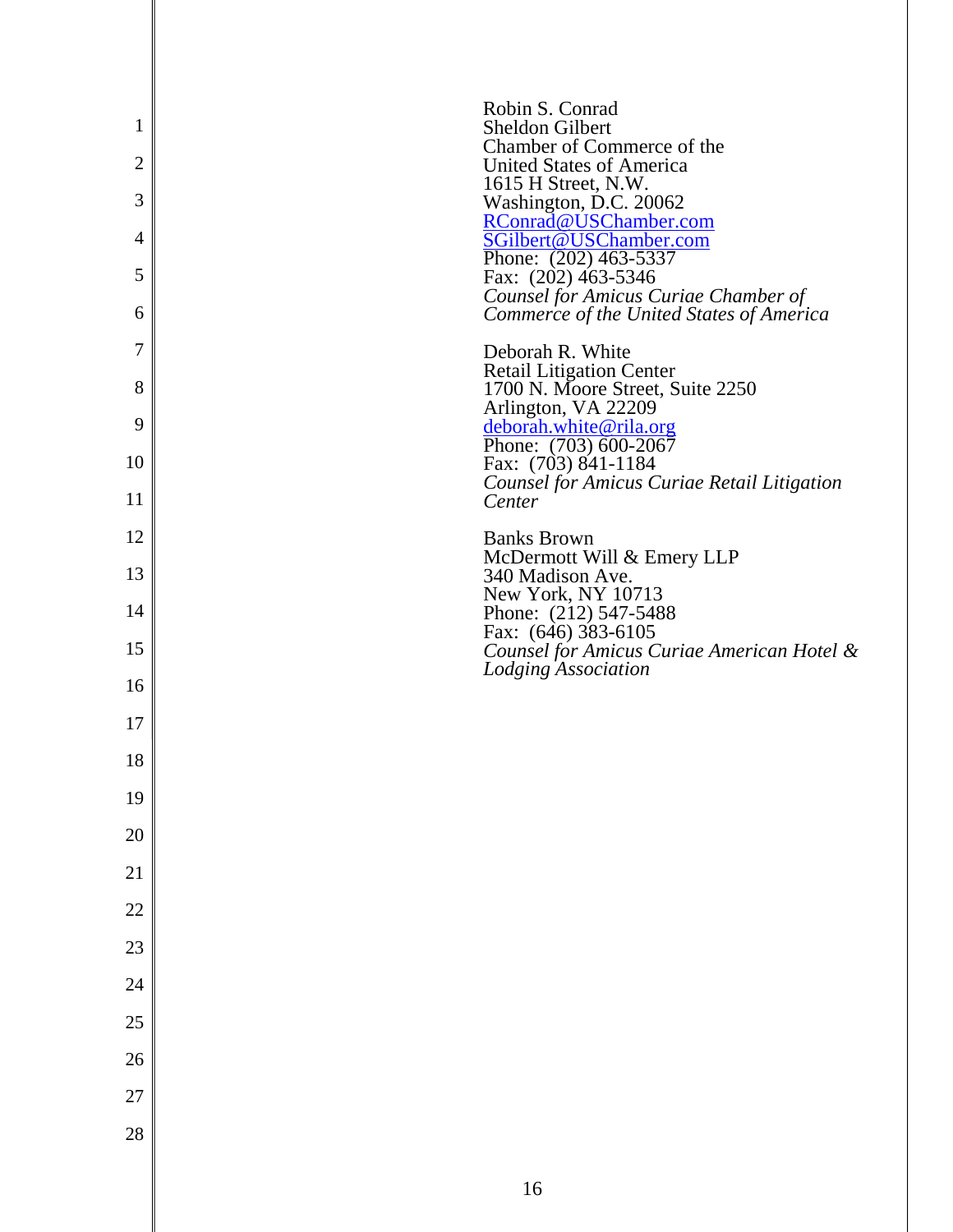Robin S. Conrad
Sheldon Gilbert
Chamber of Commerce of the
United States of America
1615 H Street, N.W.
Washington, D.C. 20062
RConrad@USChamber.com
SGilbert@USChamber.com
Phone: (202) 463-5337
Fax: (202) 463-5346
*Counsel for Amicus Curiae Chamber of Commerce of the United States of America*

Deborah R. White
Retail Litigation Center
1700 N. Moore Street, Suite 2250
Arlington, VA 22209
deborah.white@rila.org
Phone: (703) 600-2067
Fax: (703) 841-1184
*Counsel for Amicus Curiae Retail Litigation Center*

Banks Brown
McDermott Will & Emery LLP
340 Madison Ave.
New York, NY 10713
Phone: (212) 547-5488
Fax: (646) 383-6105
*Counsel for Amicus Curiae American Hotel & Lodging Association*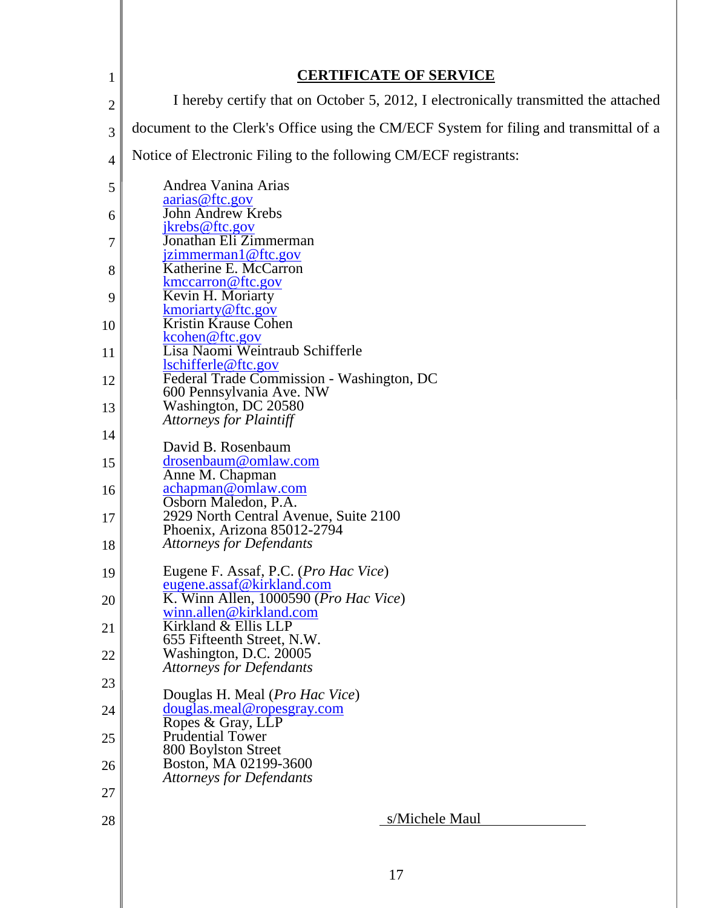## CERTIFICATE OF SERVICE

I hereby certify that on October 5, 2012, I electronically transmitted the attached document to the Clerk's Office using the CM/ECF System for filing and transmittal of a Notice of Electronic Filing to the following CM/ECF registrants:

Andrea Vanina Arias
aarias@ftc.gov
John Andrew Krebs
jkrebs@ftc.gov
Jonathan Eli Zimmerman
jzimmerman1@ftc.gov
Katherine E. McCarron
kmccarron@ftc.gov
Kevin H. Moriarty
kmoriarty@ftc.gov
Kristin Krause Cohen
kcohen@ftc.gov
Lisa Naomi Weintraub Schifferle
lschifferle@ftc.gov
Federal Trade Commission - Washington, DC
600 Pennsylvania Ave. NW
Washington, DC 20580
*Attorneys for Plaintiff*

David B. Rosenbaum
drosenbaum@omlaw.com
Anne M. Chapman
achapman@omlaw.com
Osborn Maledon, P.A.
2929 North Central Avenue, Suite 2100
Phoenix, Arizona 85012-2794
*Attorneys for Defendants*

Eugene F. Assaf, P.C. (*Pro Hac Vice*)
eugene.assaf@kirkland.com
K. Winn Allen, 1000590 (*Pro Hac Vice*)
winn.allen@kirkland.com
Kirkland & Ellis LLP
655 Fifteenth Street, N.W.
Washington, D.C. 20005
*Attorneys for Defendants*

Douglas H. Meal (*Pro Hac Vice*)
douglas.meal@ropesgray.com
Ropes & Gray, LLP
Prudential Tower
800 Boylston Street
Boston, MA 02199-3600
*Attorneys for Defendants*

s/Michele Maul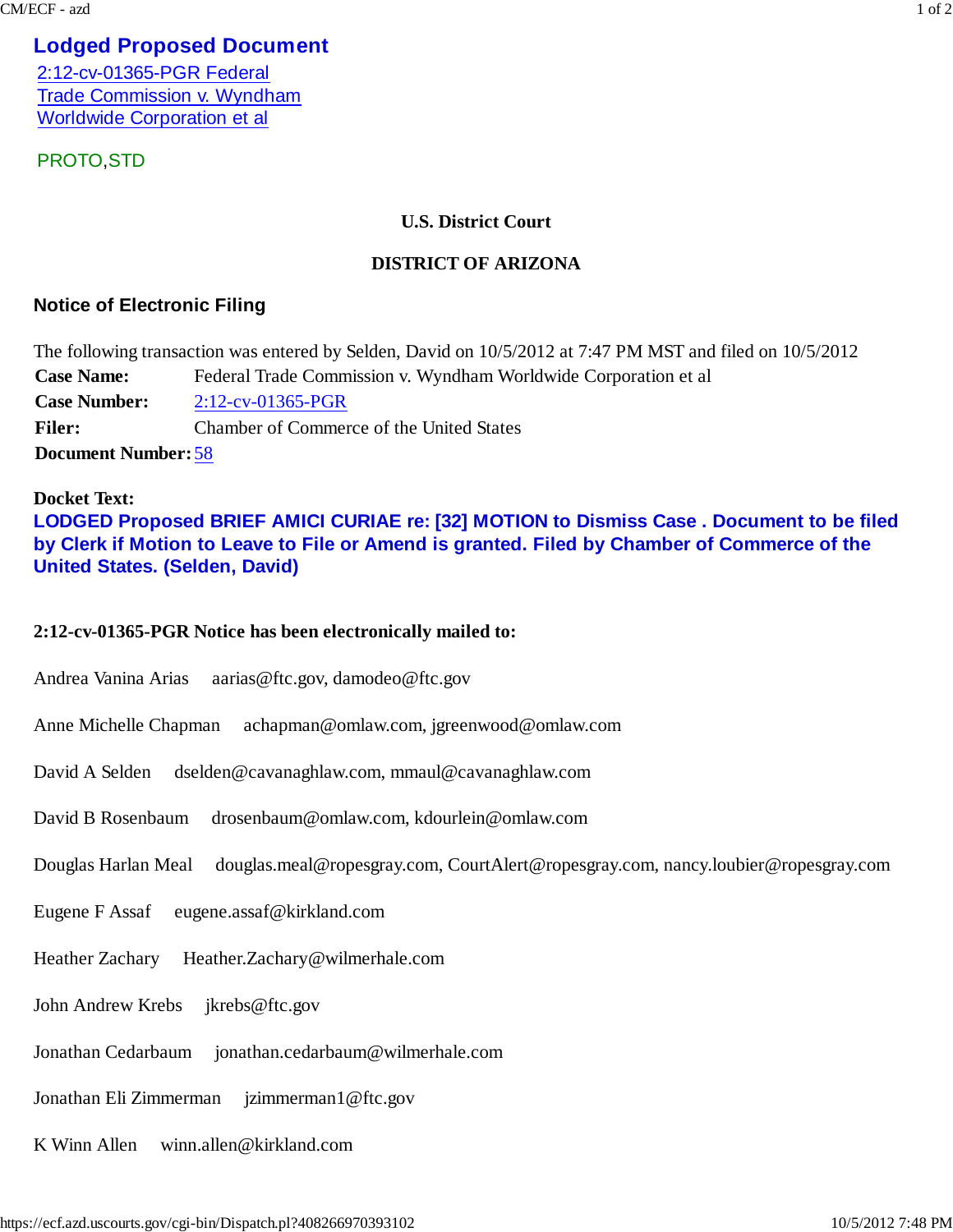## Lodged Proposed Document

2:12-cv-01365-PGR Federal Trade Commission v. Wyndham Worldwide Corporation et al

PROTO,STD

**U.S. District Court**

**DISTRICT OF ARIZONA**

### Notice of Electronic Filing

The following transaction was entered by Selden, David on 10/5/2012 at 7:47 PM MST and filed on 10/5/2012

| | |
|---|---|
| **Case Name:** | Federal Trade Commission v. Wyndham Worldwide Corporation et al |
| **Case Number:** | 2:12-cv-01365-PGR |
| **Filer:** | Chamber of Commerce of the United States |
| **Document Number:** | 58 |

**Docket Text:**

**LODGED Proposed BRIEF AMICI CURIAE re: [32] MOTION to Dismiss Case . Document to be filed by Clerk if Motion to Leave to File or Amend is granted. Filed by Chamber of Commerce of the United States. (Selden, David)**

**2:12-cv-01365-PGR Notice has been electronically mailed to:**

Andrea Vanina Arias aarias@ftc.gov, damodeo@ftc.gov

Anne Michelle Chapman achapman@omlaw.com, jgreenwood@omlaw.com

David A Selden dselden@cavanaghlaw.com, mmaul@cavanaghlaw.com

David B Rosenbaum drosenbaum@omlaw.com, kdourlein@omlaw.com

Douglas Harlan Meal douglas.meal@ropesgray.com, CourtAlert@ropesgray.com, nancy.loubier@ropesgray.com

Eugene F Assaf eugene.assaf@kirkland.com

Heather Zachary Heather.Zachary@wilmerhale.com

John Andrew Krebs jkrebs@ftc.gov

Jonathan Cedarbaum jonathan.cedarbaum@wilmerhale.com

Jonathan Eli Zimmerman jzimmerman1@ftc.gov

K Winn Allen winn.allen@kirkland.com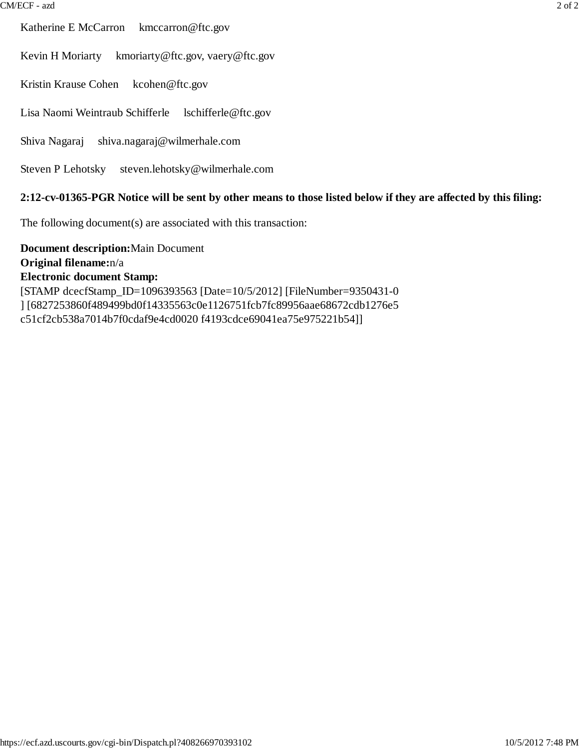Katherine E McCarron     kmccarron@ftc.gov

Kevin H Moriarty     kmoriarty@ftc.gov, vaery@ftc.gov

Kristin Krause Cohen     kcohen@ftc.gov

Lisa Naomi Weintraub Schifferle     lschifferle@ftc.gov

Shiva Nagaraj     shiva.nagaraj@wilmerhale.com

Steven P Lehotsky     steven.lehotsky@wilmerhale.com

**2:12-cv-01365-PGR Notice will be sent by other means to those listed below if they are affected by this filing:**

The following document(s) are associated with this transaction:

**Document description:**Main Document
**Original filename:**n/a
**Electronic document Stamp:**
[STAMP dcecfStamp_ID=1096393563 [Date=10/5/2012] [FileNumber=9350431-0
] [6827253860f489499bd0f14335563c0e1126751fcb7fc89956aae68672cdb1276e5
c51cf2cb538a7014b7f0cdaf9e4cd0020 f4193cdce69041ea75e975221b54]]